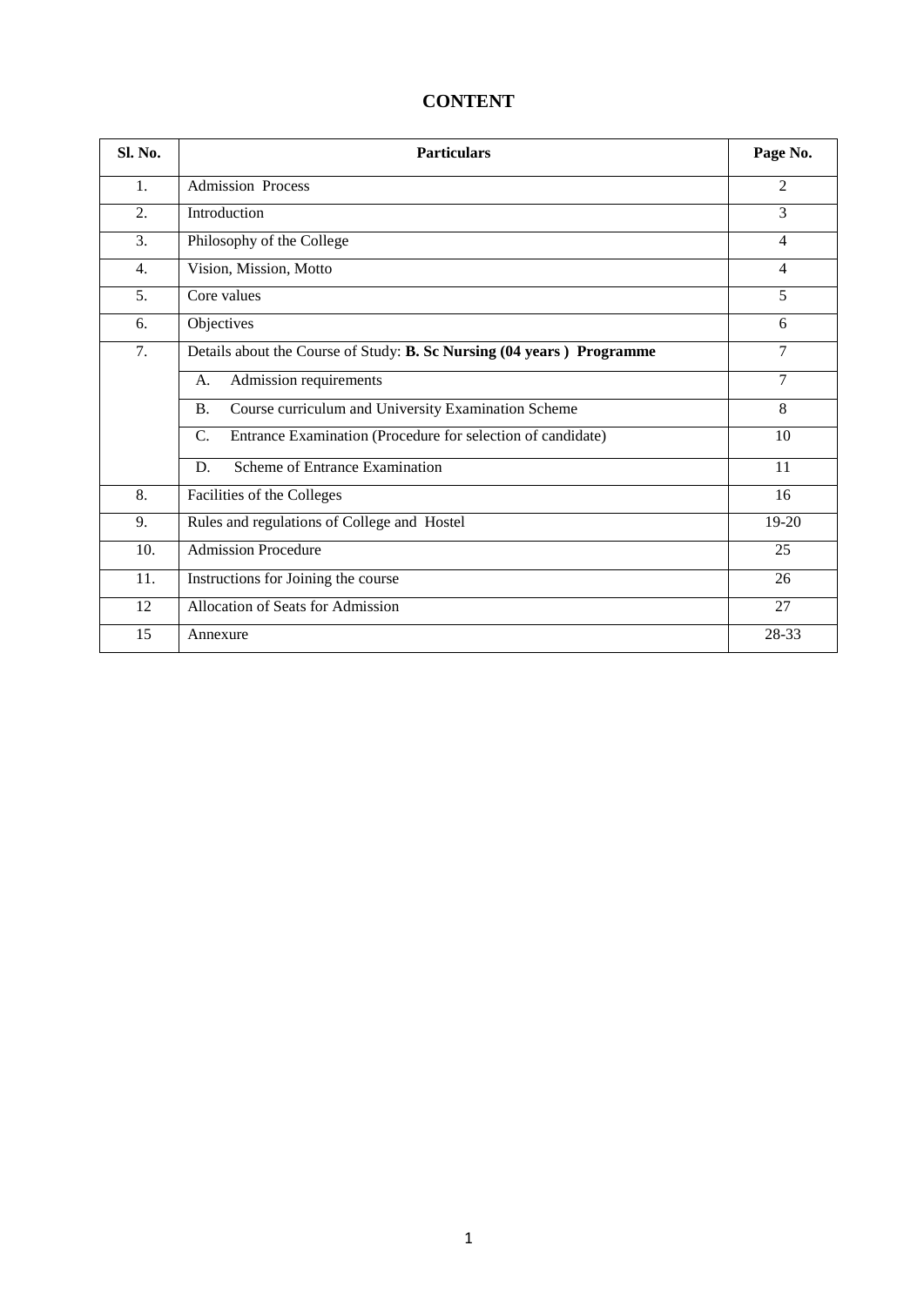# CONTENT

| Sl. No. | Particulars | Page No. |
|---|---|---|
| 1. | Admission Process | 2 |
| 2. | Introduction | 3 |
| 3. | Philosophy of the College | 4 |
| 4. | Vision, Mission, Motto | 4 |
| 5. | Core values | 5 |
| 6. | Objectives | 6 |
| 7. | Details about the Course of Study: **B. Sc Nursing (04 years ) Programme** | 7 |
| | A. Admission requirements | 7 |
| | B. Course curriculum and University Examination Scheme | 8 |
| | C. Entrance Examination (Procedure for selection of candidate) | 10 |
| | D. Scheme of Entrance Examination | 11 |
| 8. | Facilities of the Colleges | 16 |
| 9. | Rules and regulations of College and Hostel | 19-20 |
| 10. | Admission Procedure | 25 |
| 11. | Instructions for Joining the course | 26 |
| 12 | Allocation of Seats for Admission | 27 |
| 15 | Annexure | 28-33 |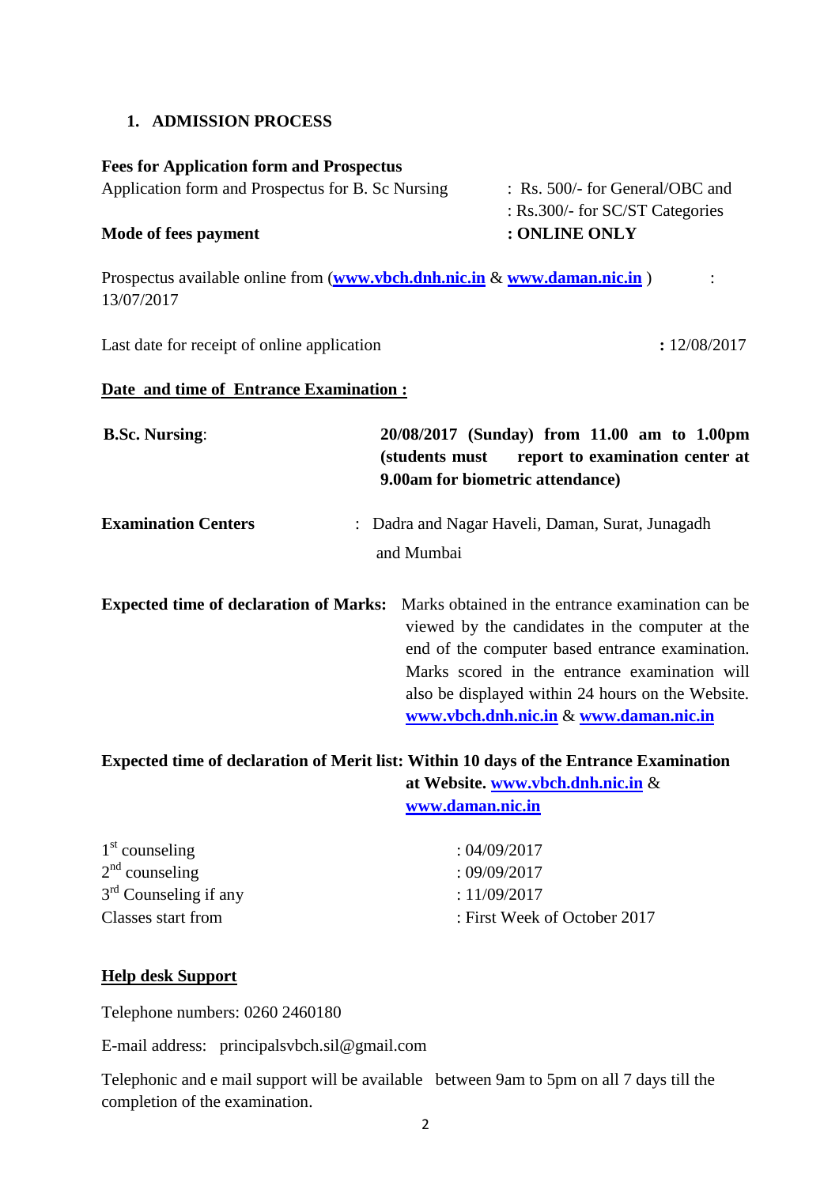## 1. ADMISSION PROCESS

**Fees for Application form and Prospectus**

Application form and Prospectus for B. Sc Nursing : Rs. 500/- for General/OBC and
: Rs.300/- for SC/ST Categories

**Mode of fees payment** **: ONLINE ONLY**

Prospectus available online from (**www.vbch.dnh.nic.in** & **www.daman.nic.in** ) : 13/07/2017

Last date for receipt of online application **:** 12/08/2017

**Date and time of Entrance Examination :**

**B.Sc. Nursing**: **20/08/2017 (Sunday) from 11.00 am to 1.00pm (students must report to examination center at 9.00am for biometric attendance)**

**Examination Centers** : Dadra and Nagar Haveli, Daman, Surat, Junagadh and Mumbai

**Expected time of declaration of Marks:** Marks obtained in the entrance examination can be viewed by the candidates in the computer at the end of the computer based entrance examination. Marks scored in the entrance examination will also be displayed within 24 hours on the Website. **www.vbch.dnh.nic.in** & **www.daman.nic.in**

**Expected time of declaration of Merit list: Within 10 days of the Entrance Examination at Website. www.vbch.dnh.nic.in** & **www.daman.nic.in**

| | |
|---|---|
| 1st counseling | : 04/09/2017 |
| 2nd counseling | : 09/09/2017 |
| 3rd Counseling if any | : 11/09/2017 |
| Classes start from | : First Week of October 2017 |

**Help desk Support**

Telephone numbers: 0260 2460180

E-mail address: principalsvbch.sil@gmail.com

Telephonic and e mail support will be available between 9am to 5pm on all 7 days till the completion of the examination.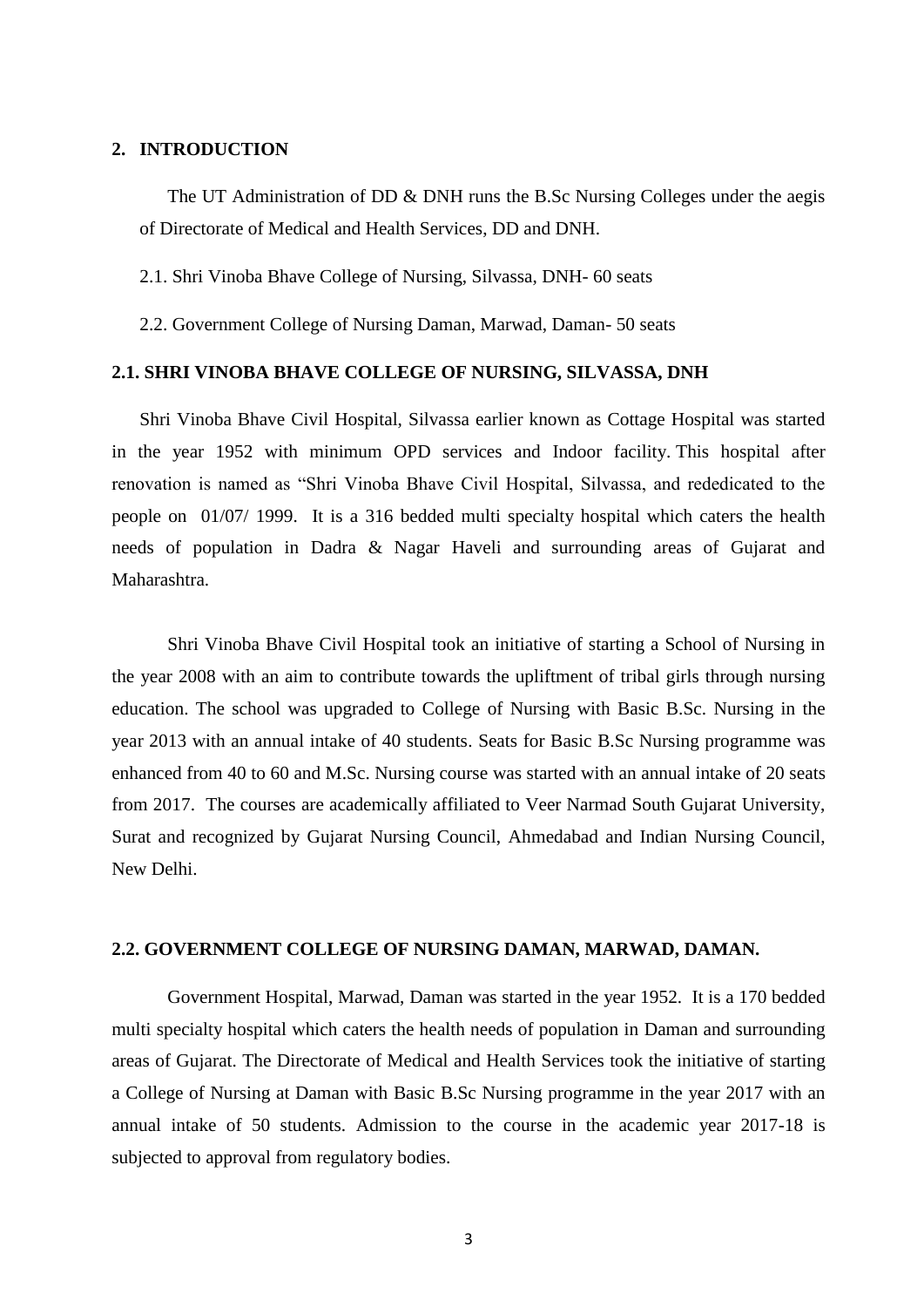## 2. INTRODUCTION

The UT Administration of DD & DNH runs the B.Sc Nursing Colleges under the aegis of Directorate of Medical and Health Services, DD and DNH.

2.1. Shri Vinoba Bhave College of Nursing, Silvassa, DNH- 60 seats

2.2. Government College of Nursing Daman, Marwad, Daman- 50 seats

### 2.1. SHRI VINOBA BHAVE COLLEGE OF NURSING, SILVASSA, DNH

Shri Vinoba Bhave Civil Hospital, Silvassa earlier known as Cottage Hospital was started in the year 1952 with minimum OPD services and Indoor facility. This hospital after renovation is named as "Shri Vinoba Bhave Civil Hospital, Silvassa, and rededicated to the people on 01/07/ 1999. It is a 316 bedded multi specialty hospital which caters the health needs of population in Dadra & Nagar Haveli and surrounding areas of Gujarat and Maharashtra.

Shri Vinoba Bhave Civil Hospital took an initiative of starting a School of Nursing in the year 2008 with an aim to contribute towards the upliftment of tribal girls through nursing education. The school was upgraded to College of Nursing with Basic B.Sc. Nursing in the year 2013 with an annual intake of 40 students. Seats for Basic B.Sc Nursing programme was enhanced from 40 to 60 and M.Sc. Nursing course was started with an annual intake of 20 seats from 2017. The courses are academically affiliated to Veer Narmad South Gujarat University, Surat and recognized by Gujarat Nursing Council, Ahmedabad and Indian Nursing Council, New Delhi.

### 2.2. GOVERNMENT COLLEGE OF NURSING DAMAN, MARWAD, DAMAN.

Government Hospital, Marwad, Daman was started in the year 1952. It is a 170 bedded multi specialty hospital which caters the health needs of population in Daman and surrounding areas of Gujarat. The Directorate of Medical and Health Services took the initiative of starting a College of Nursing at Daman with Basic B.Sc Nursing programme in the year 2017 with an annual intake of 50 students. Admission to the course in the academic year 2017-18 is subjected to approval from regulatory bodies.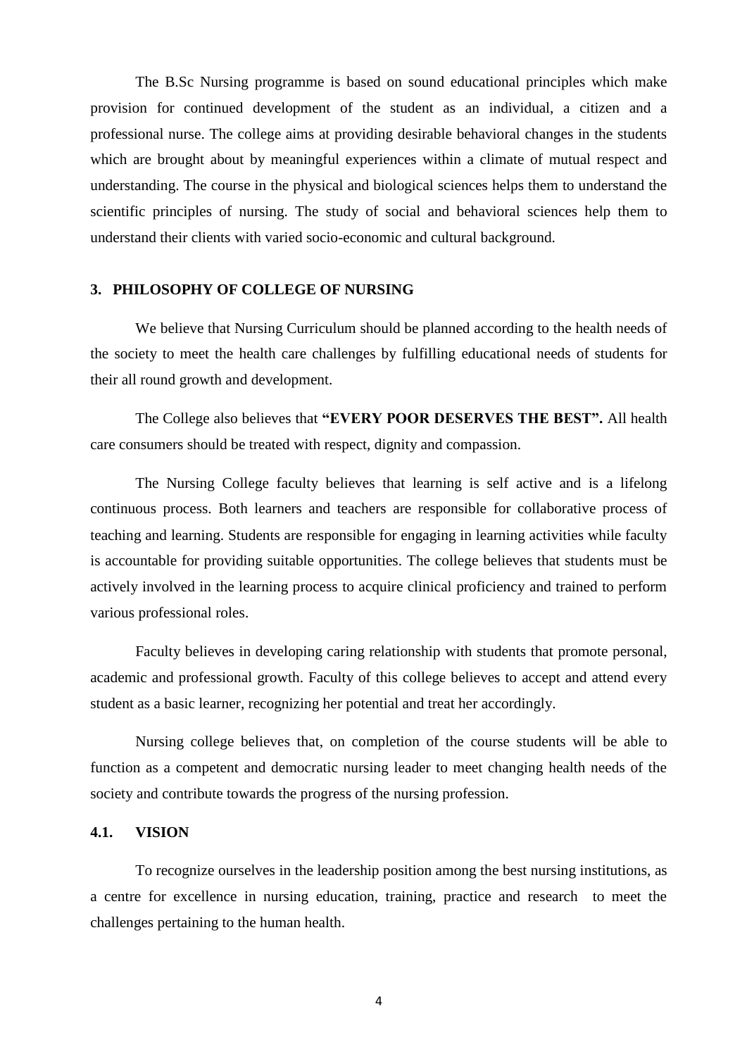The B.Sc Nursing programme is based on sound educational principles which make provision for continued development of the student as an individual, a citizen and a professional nurse. The college aims at providing desirable behavioral changes in the students which are brought about by meaningful experiences within a climate of mutual respect and understanding. The course in the physical and biological sciences helps them to understand the scientific principles of nursing. The study of social and behavioral sciences help them to understand their clients with varied socio-economic and cultural background.

## 3. PHILOSOPHY OF COLLEGE OF NURSING

We believe that Nursing Curriculum should be planned according to the health needs of the society to meet the health care challenges by fulfilling educational needs of students for their all round growth and development.

The College also believes that **"EVERY POOR DESERVES THE BEST".** All health care consumers should be treated with respect, dignity and compassion.

The Nursing College faculty believes that learning is self active and is a lifelong continuous process. Both learners and teachers are responsible for collaborative process of teaching and learning. Students are responsible for engaging in learning activities while faculty is accountable for providing suitable opportunities. The college believes that students must be actively involved in the learning process to acquire clinical proficiency and trained to perform various professional roles.

Faculty believes in developing caring relationship with students that promote personal, academic and professional growth. Faculty of this college believes to accept and attend every student as a basic learner, recognizing her potential and treat her accordingly.

Nursing college believes that, on completion of the course students will be able to function as a competent and democratic nursing leader to meet changing health needs of the society and contribute towards the progress of the nursing profession.

### 4.1. VISION

To recognize ourselves in the leadership position among the best nursing institutions, as a centre for excellence in nursing education, training, practice and research to meet the challenges pertaining to the human health.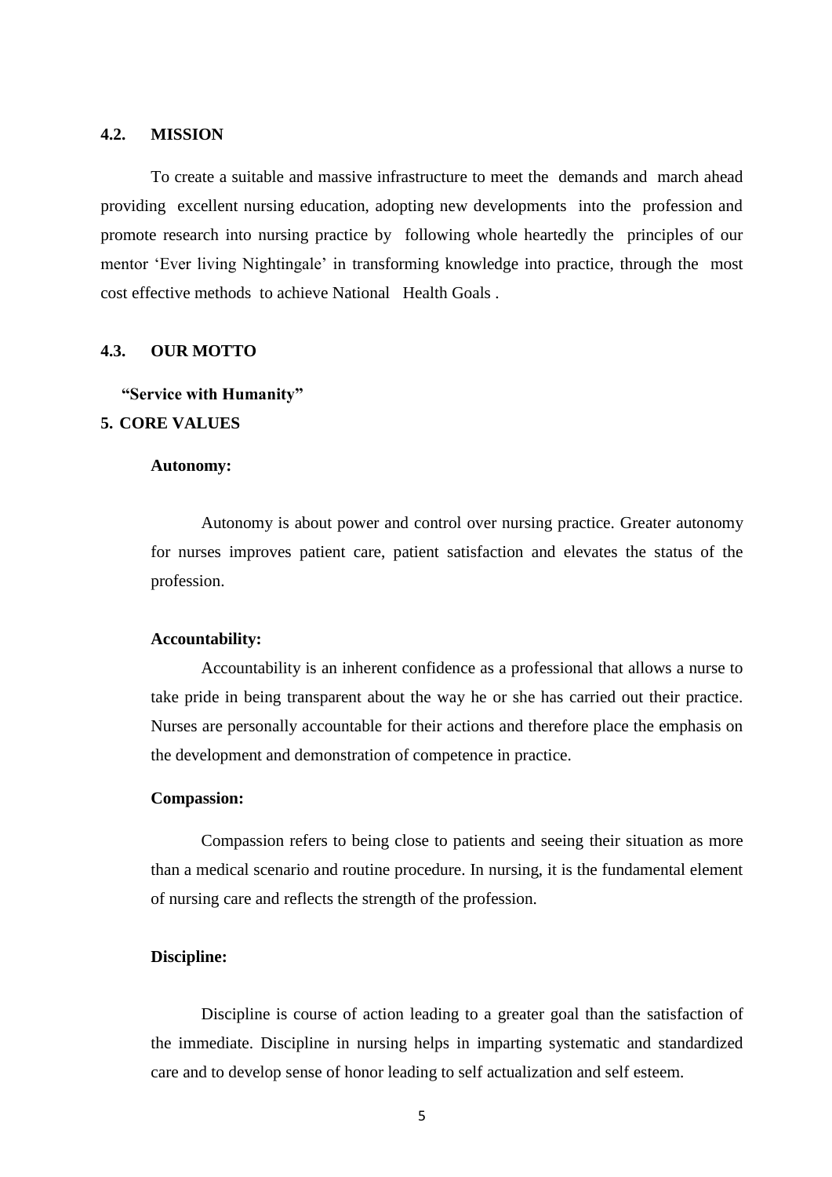## 4.2. MISSION

To create a suitable and massive infrastructure to meet the demands and march ahead providing excellent nursing education, adopting new developments into the profession and promote research into nursing practice by following whole heartedly the principles of our mentor 'Ever living Nightingale' in transforming knowledge into practice, through the most cost effective methods to achieve National Health Goals .

## 4.3. OUR MOTTO

**"Service with Humanity"**

# 5. CORE VALUES

**Autonomy:**

Autonomy is about power and control over nursing practice. Greater autonomy for nurses improves patient care, patient satisfaction and elevates the status of the profession.

**Accountability:**

Accountability is an inherent confidence as a professional that allows a nurse to take pride in being transparent about the way he or she has carried out their practice. Nurses are personally accountable for their actions and therefore place the emphasis on the development and demonstration of competence in practice.

**Compassion:**

Compassion refers to being close to patients and seeing their situation as more than a medical scenario and routine procedure. In nursing, it is the fundamental element of nursing care and reflects the strength of the profession.

**Discipline:**

Discipline is course of action leading to a greater goal than the satisfaction of the immediate. Discipline in nursing helps in imparting systematic and standardized care and to develop sense of honor leading to self actualization and self esteem.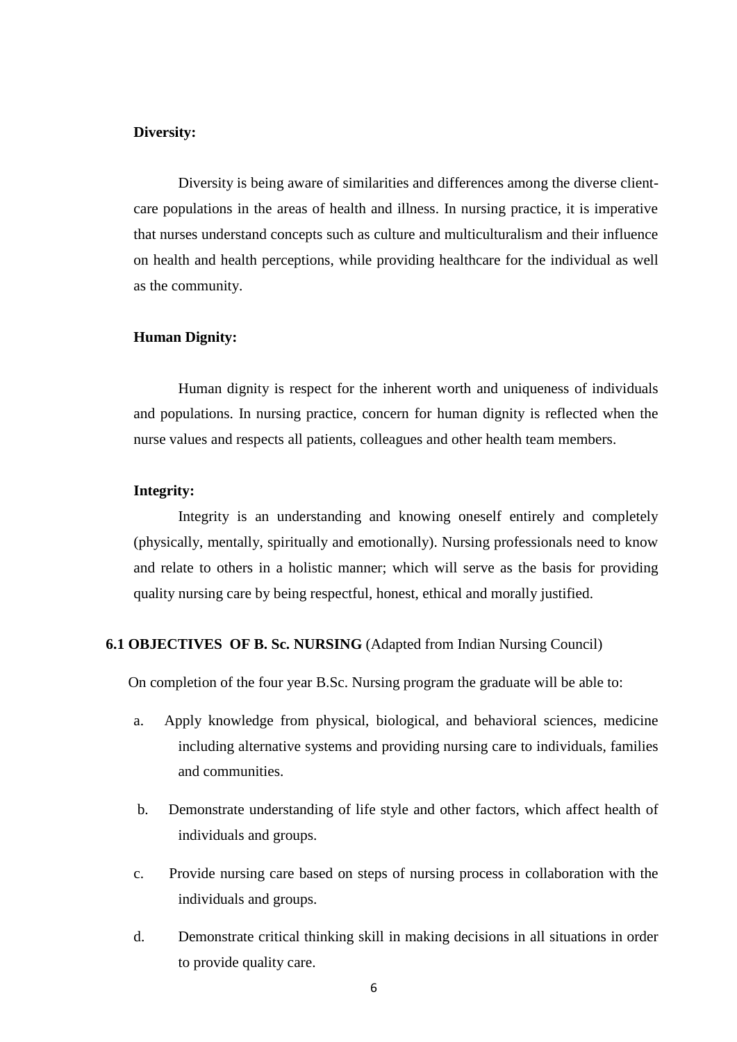**Diversity:**

Diversity is being aware of similarities and differences among the diverse client-care populations in the areas of health and illness. In nursing practice, it is imperative that nurses understand concepts such as culture and multiculturalism and their influence on health and health perceptions, while providing healthcare for the individual as well as the community.

**Human Dignity:**

Human dignity is respect for the inherent worth and uniqueness of individuals and populations. In nursing practice, concern for human dignity is reflected when the nurse values and respects all patients, colleagues and other health team members.

**Integrity:**

Integrity is an understanding and knowing oneself entirely and completely (physically, mentally, spiritually and emotionally). Nursing professionals need to know and relate to others in a holistic manner; which will serve as the basis for providing quality nursing care by being respectful, honest, ethical and morally justified.

## 6.1 OBJECTIVES OF B. Sc. NURSING (Adapted from Indian Nursing Council)

On completion of the four year B.Sc. Nursing program the graduate will be able to:

a. Apply knowledge from physical, biological, and behavioral sciences, medicine including alternative systems and providing nursing care to individuals, families and communities.

b. Demonstrate understanding of life style and other factors, which affect health of individuals and groups.

c. Provide nursing care based on steps of nursing process in collaboration with the individuals and groups.

d. Demonstrate critical thinking skill in making decisions in all situations in order to provide quality care.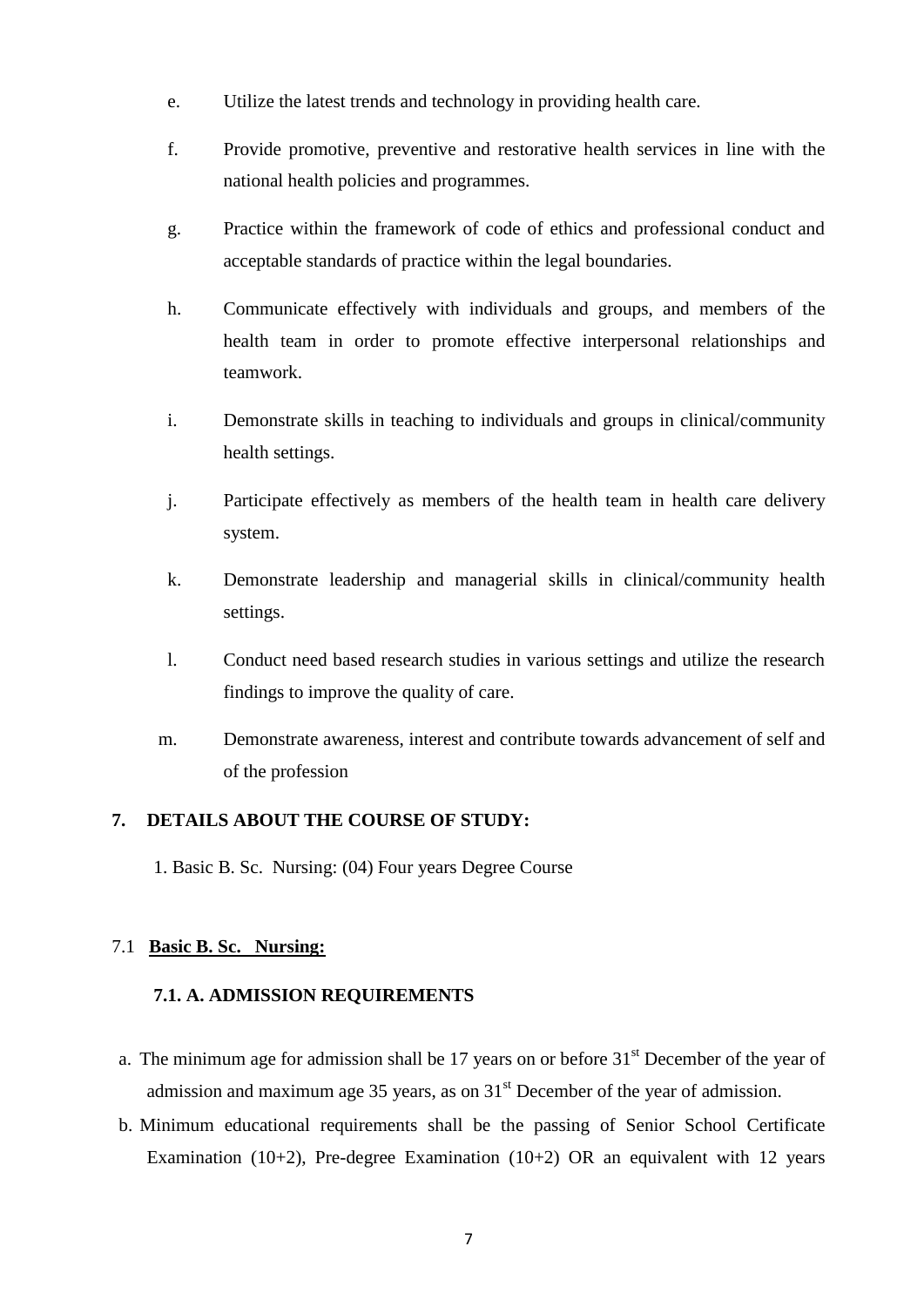e. Utilize the latest trends and technology in providing health care.

f. Provide promotive, preventive and restorative health services in line with the national health policies and programmes.

g. Practice within the framework of code of ethics and professional conduct and acceptable standards of practice within the legal boundaries.

h. Communicate effectively with individuals and groups, and members of the health team in order to promote effective interpersonal relationships and teamwork.

i. Demonstrate skills in teaching to individuals and groups in clinical/community health settings.

j. Participate effectively as members of the health team in health care delivery system.

k. Demonstrate leadership and managerial skills in clinical/community health settings.

l. Conduct need based research studies in various settings and utilize the research findings to improve the quality of care.

m. Demonstrate awareness, interest and contribute towards advancement of self and of the profession

## 7. DETAILS ABOUT THE COURSE OF STUDY:

1. Basic B. Sc. Nursing: (04) Four years Degree Course

### 7.1 Basic B. Sc. Nursing:

#### 7.1. A. ADMISSION REQUIREMENTS

a. The minimum age for admission shall be 17 years on or before 31st December of the year of admission and maximum age 35 years, as on 31st December of the year of admission.

b. Minimum educational requirements shall be the passing of Senior School Certificate Examination (10+2), Pre-degree Examination (10+2) OR an equivalent with 12 years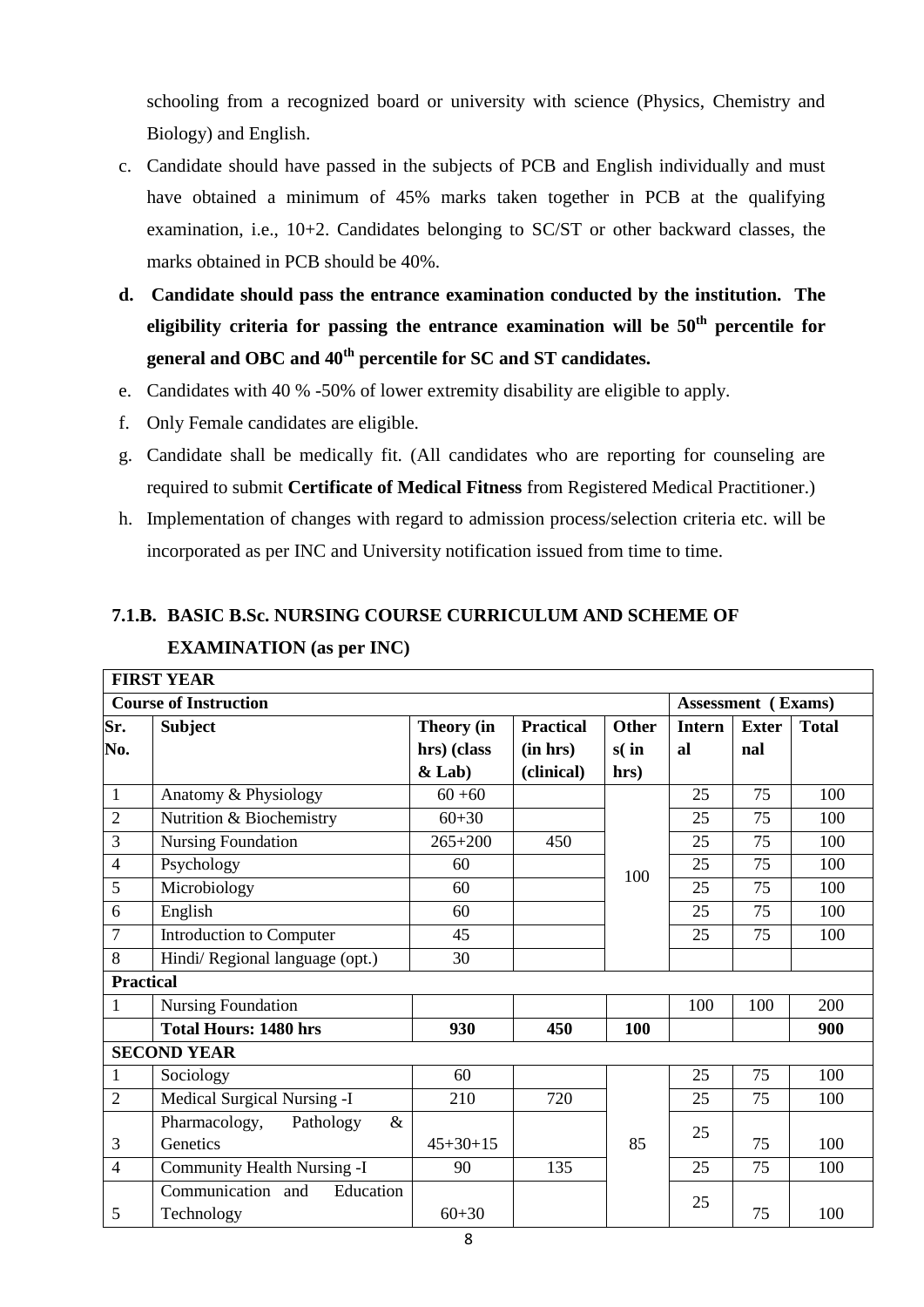schooling from a recognized board or university with science (Physics, Chemistry and Biology) and English.

c. Candidate should have passed in the subjects of PCB and English individually and must have obtained a minimum of 45% marks taken together in PCB at the qualifying examination, i.e., 10+2. Candidates belonging to SC/ST or other backward classes, the marks obtained in PCB should be 40%.

d. **Candidate should pass the entrance examination conducted by the institution. The eligibility criteria for passing the entrance examination will be 50th percentile for general and OBC and 40th percentile for SC and ST candidates.**

e. Candidates with 40 % -50% of lower extremity disability are eligible to apply.

f. Only Female candidates are eligible.

g. Candidate shall be medically fit. (All candidates who are reporting for counseling are required to submit **Certificate of Medical Fitness** from Registered Medical Practitioner.)

h. Implementation of changes with regard to admission process/selection criteria etc. will be incorporated as per INC and University notification issued from time to time.

## 7.1.B. BASIC B.Sc. NURSING COURSE CURRICULUM AND SCHEME OF EXAMINATION (as per INC)

| **FIRST YEAR** | | | | | | | | |
|---|---|---|---|---|---|---|---|---|
| **Course of Instruction** | | | | | | **Assessment (Exams)** | | |
| **Sr. No.** | **Subject** | **Theory (in hrs) (class & Lab)** | **Practical (in hrs) (clinical)** | **Others (in hrs)** | **Internal** | **External** | **Total** |
| 1 | Anatomy & Physiology | 60 +60 | | 100 | 25 | 75 | 100 |
| 2 | Nutrition & Biochemistry | 60+30 | | | 25 | 75 | 100 |
| 3 | Nursing Foundation | 265+200 | 450 | | 25 | 75 | 100 |
| 4 | Psychology | 60 | | | 25 | 75 | 100 |
| 5 | Microbiology | 60 | | | 25 | 75 | 100 |
| 6 | English | 60 | | | 25 | 75 | 100 |
| 7 | Introduction to Computer | 45 | | | 25 | 75 | 100 |
| 8 | Hindi/ Regional language (opt.) | 30 | | | | | |
| **Practical** | | | | | | | |
| 1 | Nursing Foundation | | | | 100 | 100 | 200 |
| | **Total Hours: 1480 hrs** | **930** | **450** | **100** | | | **900** |
| **SECOND YEAR** | | | | | | | |
| 1 | Sociology | 60 | | 85 | 25 | 75 | 100 |
| 2 | Medical Surgical Nursing -I | 210 | 720 | | 25 | 75 | 100 |
| 3 | Pharmacology, Pathology & Genetics | 45+30+15 | | | 25 | 75 | 100 |
| 4 | Community Health Nursing -I | 90 | 135 | | 25 | 75 | 100 |
| 5 | Communication and Education Technology | 60+30 | | | 25 | 75 | 100 |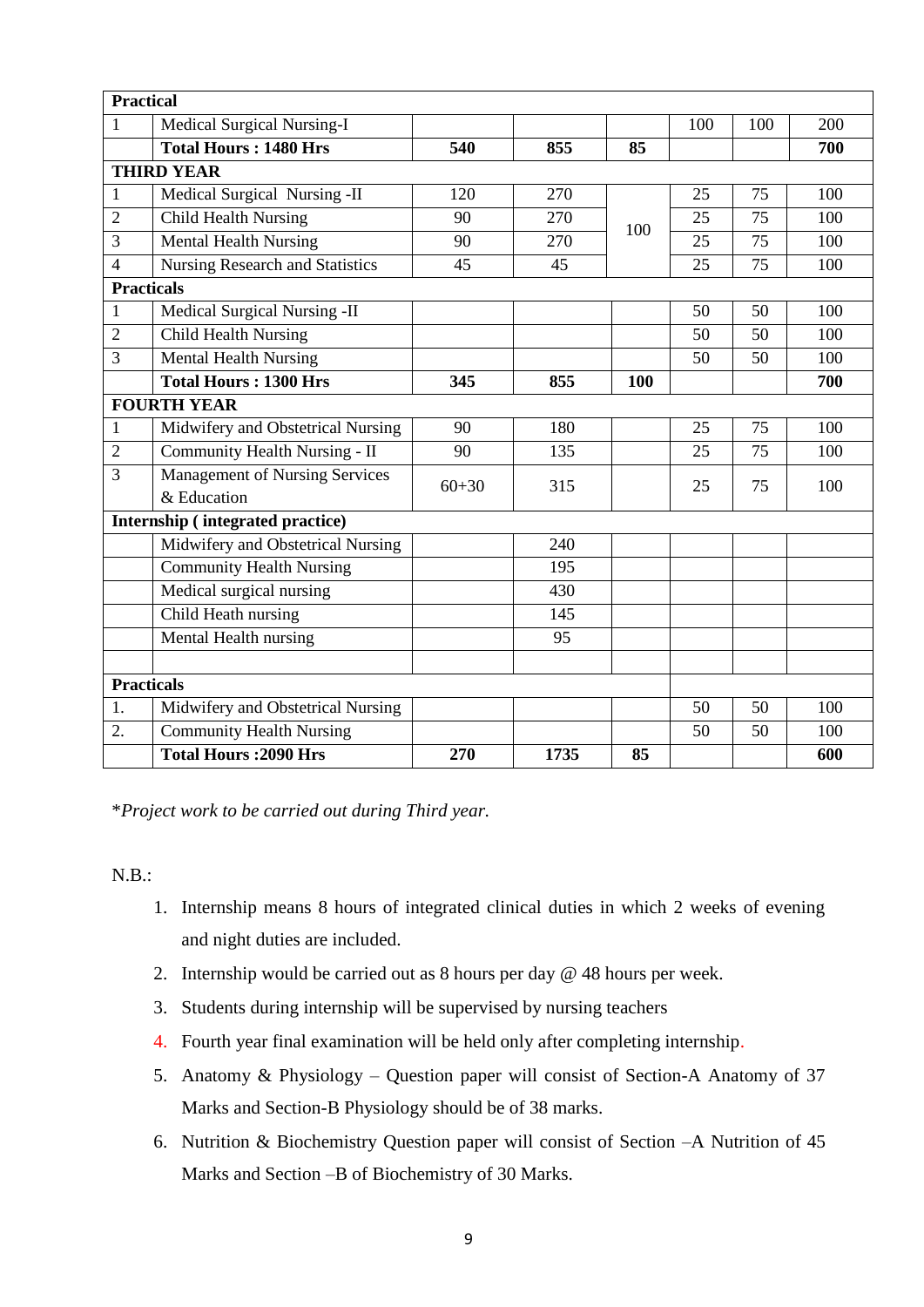| | | | | | | | |
|---|---|---|---|---|---|---|---|
| **Practical** | | | | | | | |
| 1 | Medical Surgical Nursing-I | | | | 100 | 100 | 200 |
| | **Total Hours : 1480 Hrs** | **540** | **855** | **85** | | | **700** |
| **THIRD YEAR** | | | | | | | |
| 1 | Medical Surgical Nursing -II | 120 | 270 | 100 | 25 | 75 | 100 |
| 2 | Child Health Nursing | 90 | 270 | | 25 | 75 | 100 |
| 3 | Mental Health Nursing | 90 | 270 | | 25 | 75 | 100 |
| 4 | Nursing Research and Statistics | 45 | 45 | | 25 | 75 | 100 |
| **Practicals** | | | | | | | |
| 1 | Medical Surgical Nursing -II | | | | 50 | 50 | 100 |
| 2 | Child Health Nursing | | | | 50 | 50 | 100 |
| 3 | Mental Health Nursing | | | | 50 | 50 | 100 |
| | **Total Hours : 1300 Hrs** | **345** | **855** | **100** | | | **700** |
| **FOURTH YEAR** | | | | | | | |
| 1 | Midwifery and Obstetrical Nursing | 90 | 180 | | 25 | 75 | 100 |
| 2 | Community Health Nursing - II | 90 | 135 | | 25 | 75 | 100 |
| 3 | Management of Nursing Services & Education | 60+30 | 315 | | 25 | 75 | 100 |
| **Internship ( integrated practice)** | | | | | | | |
| | Midwifery and Obstetrical Nursing | | 240 | | | | |
| | Community Health Nursing | | 195 | | | | |
| | Medical surgical nursing | | 430 | | | | |
| | Child Heath nursing | | 145 | | | | |
| | Mental Health nursing | | 95 | | | | |
| | | | | | | | |
| **Practicals** | | | | | | | |
| 1. | Midwifery and Obstetrical Nursing | | | | 50 | 50 | 100 |
| 2. | Community Health Nursing | | | | 50 | 50 | 100 |
| | **Total Hours :2090 Hrs** | **270** | **1735** | **85** | | | **600** |

*\*Project work to be carried out during Third year.*

N.B.:

1. Internship means 8 hours of integrated clinical duties in which 2 weeks of evening and night duties are included.
2. Internship would be carried out as 8 hours per day @ 48 hours per week.
3. Students during internship will be supervised by nursing teachers
4. Fourth year final examination will be held only after completing internship.
5. Anatomy & Physiology – Question paper will consist of Section-A Anatomy of 37 Marks and Section-B Physiology should be of 38 marks.
6. Nutrition & Biochemistry Question paper will consist of Section –A Nutrition of 45 Marks and Section –B of Biochemistry of 30 Marks.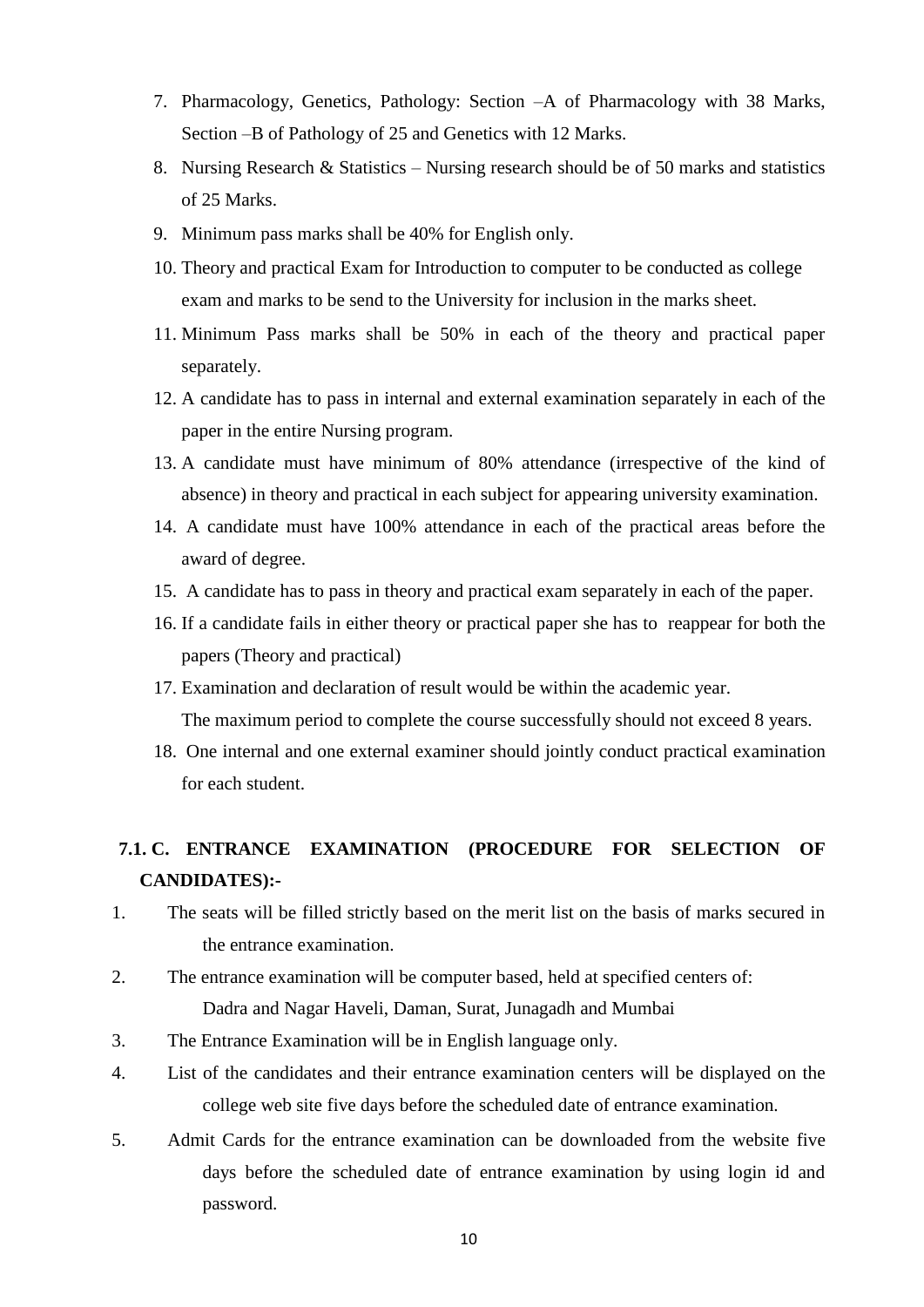7. Pharmacology, Genetics, Pathology: Section –A of Pharmacology with 38 Marks, Section –B of Pathology of 25 and Genetics with 12 Marks.
8. Nursing Research & Statistics – Nursing research should be of 50 marks and statistics of 25 Marks.
9. Minimum pass marks shall be 40% for English only.
10. Theory and practical Exam for Introduction to computer to be conducted as college exam and marks to be send to the University for inclusion in the marks sheet.
11. Minimum Pass marks shall be 50% in each of the theory and practical paper separately.
12. A candidate has to pass in internal and external examination separately in each of the paper in the entire Nursing program.
13. A candidate must have minimum of 80% attendance (irrespective of the kind of absence) in theory and practical in each subject for appearing university examination.
14. A candidate must have 100% attendance in each of the practical areas before the award of degree.
15. A candidate has to pass in theory and practical exam separately in each of the paper.
16. If a candidate fails in either theory or practical paper she has to reappear for both the papers (Theory and practical)
17. Examination and declaration of result would be within the academic year.
    The maximum period to complete the course successfully should not exceed 8 years.
18. One internal and one external examiner should jointly conduct practical examination for each student.

### 7.1. C. ENTRANCE EXAMINATION (PROCEDURE FOR SELECTION OF CANDIDATES):-

1. The seats will be filled strictly based on the merit list on the basis of marks secured in the entrance examination.
2. The entrance examination will be computer based, held at specified centers of:
   Dadra and Nagar Haveli, Daman, Surat, Junagadh and Mumbai
3. The Entrance Examination will be in English language only.
4. List of the candidates and their entrance examination centers will be displayed on the college web site five days before the scheduled date of entrance examination.
5. Admit Cards for the entrance examination can be downloaded from the website five days before the scheduled date of entrance examination by using login id and password.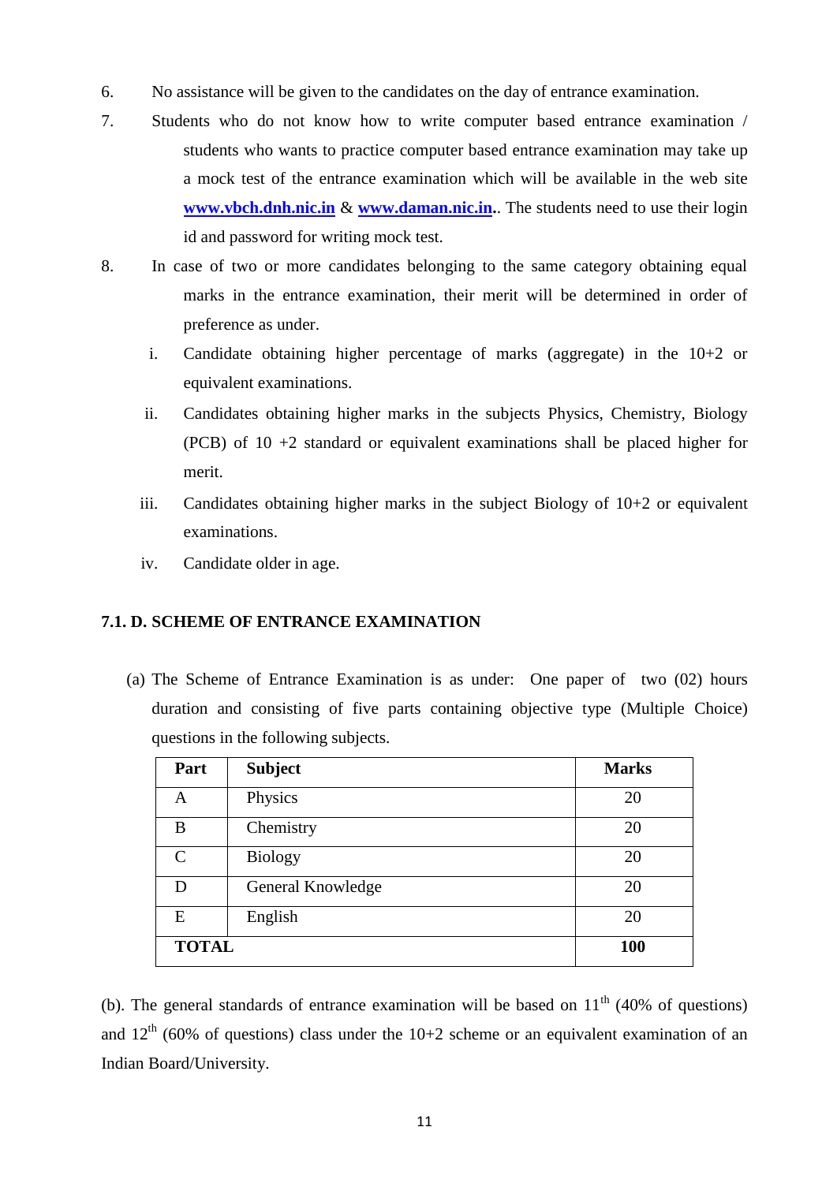6. No assistance will be given to the candidates on the day of entrance examination.
7. Students who do not know how to write computer based entrance examination / students who wants to practice computer based entrance examination may take up a mock test of the entrance examination which will be available in the web site **www.vbch.dnh.nic.in** & **www.daman.nic.in**.. The students need to use their login id and password for writing mock test.
8. In case of two or more candidates belonging to the same category obtaining equal marks in the entrance examination, their merit will be determined in order of preference as under.
   i. Candidate obtaining higher percentage of marks (aggregate) in the 10+2 or equivalent examinations.
   ii. Candidates obtaining higher marks in the subjects Physics, Chemistry, Biology (PCB) of 10 +2 standard or equivalent examinations shall be placed higher for merit.
   iii. Candidates obtaining higher marks in the subject Biology of 10+2 or equivalent examinations.
   iv. Candidate older in age.

### 7.1. D. SCHEME OF ENTRANCE EXAMINATION

(a) The Scheme of Entrance Examination is as under: One paper of two (02) hours duration and consisting of five parts containing objective type (Multiple Choice) questions in the following subjects.

| Part | Subject | Marks |
|---|---|---|
| A | Physics | 20 |
| B | Chemistry | 20 |
| C | Biology | 20 |
| D | General Knowledge | 20 |
| E | English | 20 |
| **TOTAL** | | **100** |

(b). The general standards of entrance examination will be based on $11^{th}$ (40% of questions) and $12^{th}$ (60% of questions) class under the 10+2 scheme or an equivalent examination of an Indian Board/University.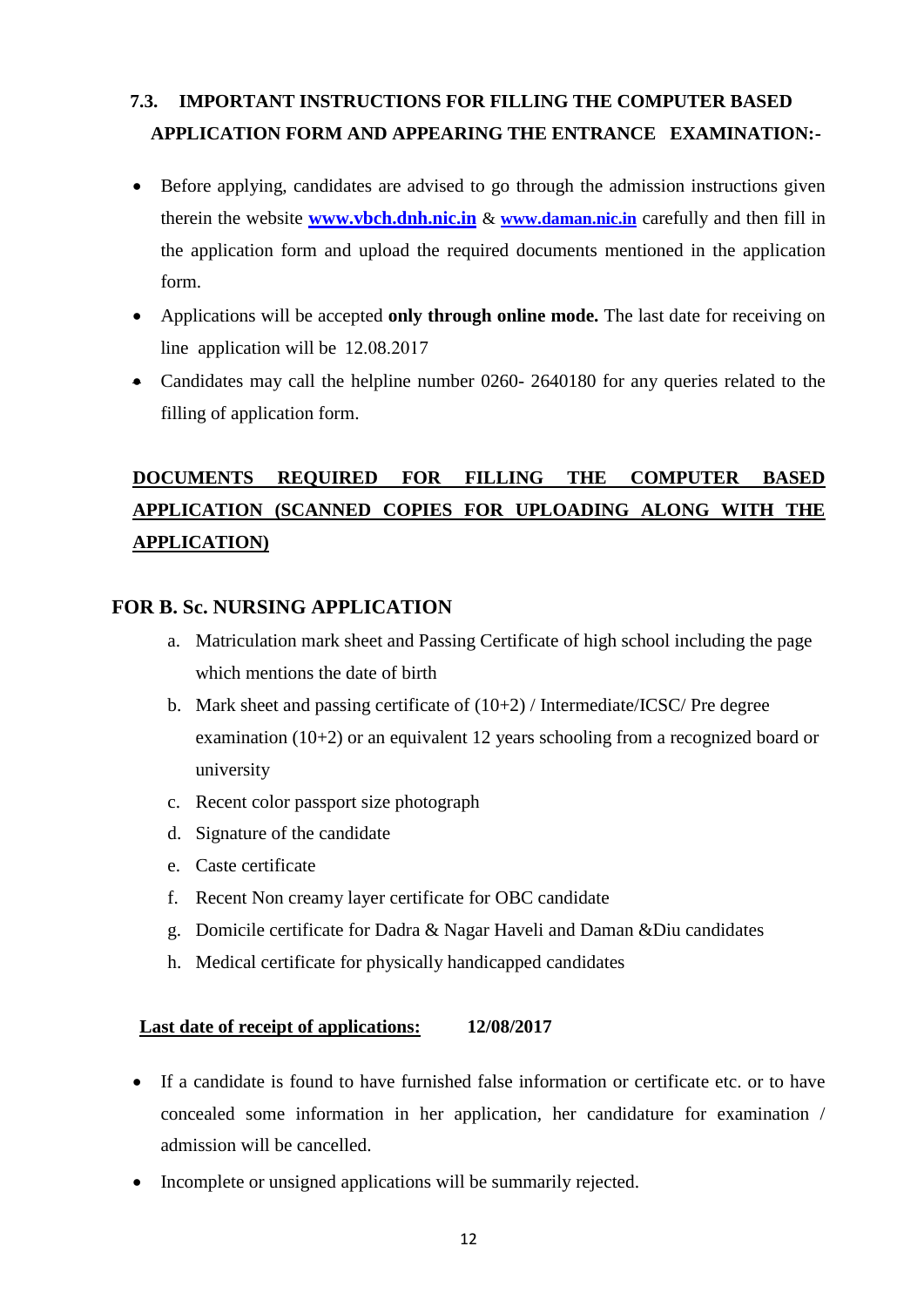### 7.3. IMPORTANT INSTRUCTIONS FOR FILLING THE COMPUTER BASED APPLICATION FORM AND APPEARING THE ENTRANCE EXAMINATION:-

- Before applying, candidates are advised to go through the admission instructions given therein the website **www.vbch.dnh.nic.in** & **www.daman.nic.in** carefully and then fill in the application form and upload the required documents mentioned in the application form.
- Applications will be accepted **only through online mode.** The last date for receiving on line application will be 12.08.2017
- Candidates may call the helpline number 0260- 2640180 for any queries related to the filling of application form.

**DOCUMENTS REQUIRED FOR FILLING THE COMPUTER BASED APPLICATION (SCANNED COPIES FOR UPLOADING ALONG WITH THE APPLICATION)**

### FOR B. Sc. NURSING APPLICATION

a. Matriculation mark sheet and Passing Certificate of high school including the page which mentions the date of birth
b. Mark sheet and passing certificate of (10+2) / Intermediate/ICSC/ Pre degree examination (10+2) or an equivalent 12 years schooling from a recognized board or university
c. Recent color passport size photograph
d. Signature of the candidate
e. Caste certificate
f. Recent Non creamy layer certificate for OBC candidate
g. Domicile certificate for Dadra & Nagar Haveli and Daman &Diu candidates
h. Medical certificate for physically handicapped candidates

**Last date of receipt of applications: 12/08/2017**

- If a candidate is found to have furnished false information or certificate etc. or to have concealed some information in her application, her candidature for examination / admission will be cancelled.
- Incomplete or unsigned applications will be summarily rejected.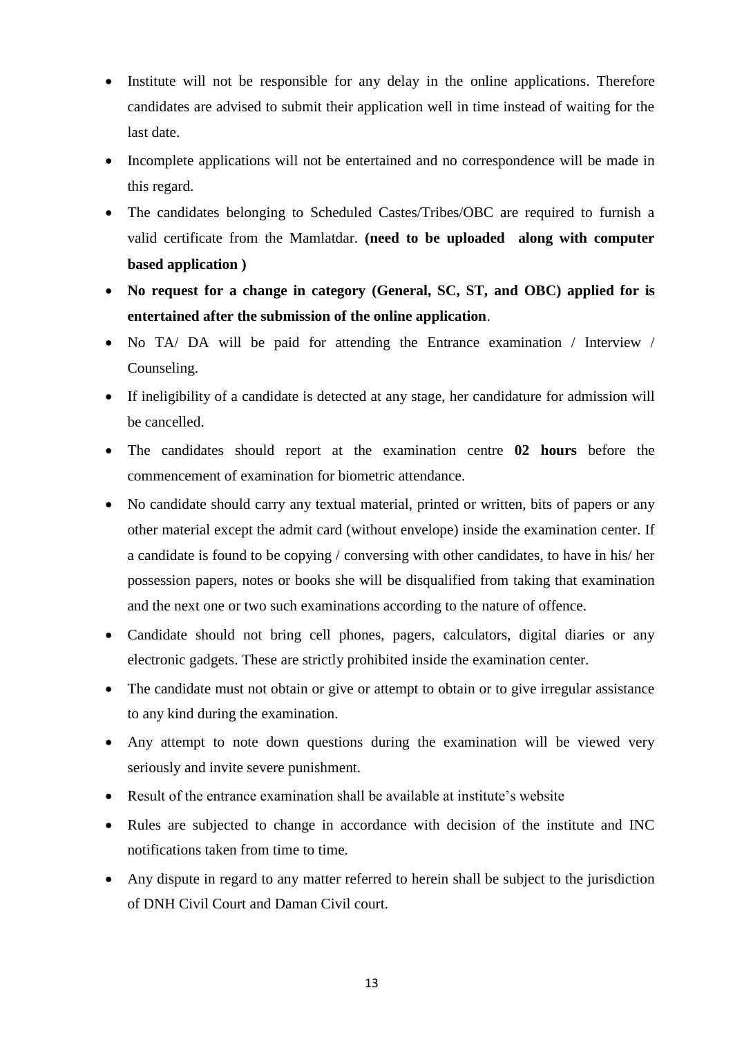- Institute will not be responsible for any delay in the online applications. Therefore candidates are advised to submit their application well in time instead of waiting for the last date.
- Incomplete applications will not be entertained and no correspondence will be made in this regard.
- The candidates belonging to Scheduled Castes/Tribes/OBC are required to furnish a valid certificate from the Mamlatdar. **(need to be uploaded along with computer based application )**
- **No request for a change in category (General, SC, ST, and OBC) applied for is entertained after the submission of the online application**.
- No TA/ DA will be paid for attending the Entrance examination / Interview / Counseling.
- If ineligibility of a candidate is detected at any stage, her candidature for admission will be cancelled.
- The candidates should report at the examination centre **02 hours** before the commencement of examination for biometric attendance.
- No candidate should carry any textual material, printed or written, bits of papers or any other material except the admit card (without envelope) inside the examination center. If a candidate is found to be copying / conversing with other candidates, to have in his/ her possession papers, notes or books she will be disqualified from taking that examination and the next one or two such examinations according to the nature of offence.
- Candidate should not bring cell phones, pagers, calculators, digital diaries or any electronic gadgets. These are strictly prohibited inside the examination center.
- The candidate must not obtain or give or attempt to obtain or to give irregular assistance to any kind during the examination.
- Any attempt to note down questions during the examination will be viewed very seriously and invite severe punishment.
- Result of the entrance examination shall be available at institute's website
- Rules are subjected to change in accordance with decision of the institute and INC notifications taken from time to time.
- Any dispute in regard to any matter referred to herein shall be subject to the jurisdiction of DNH Civil Court and Daman Civil court.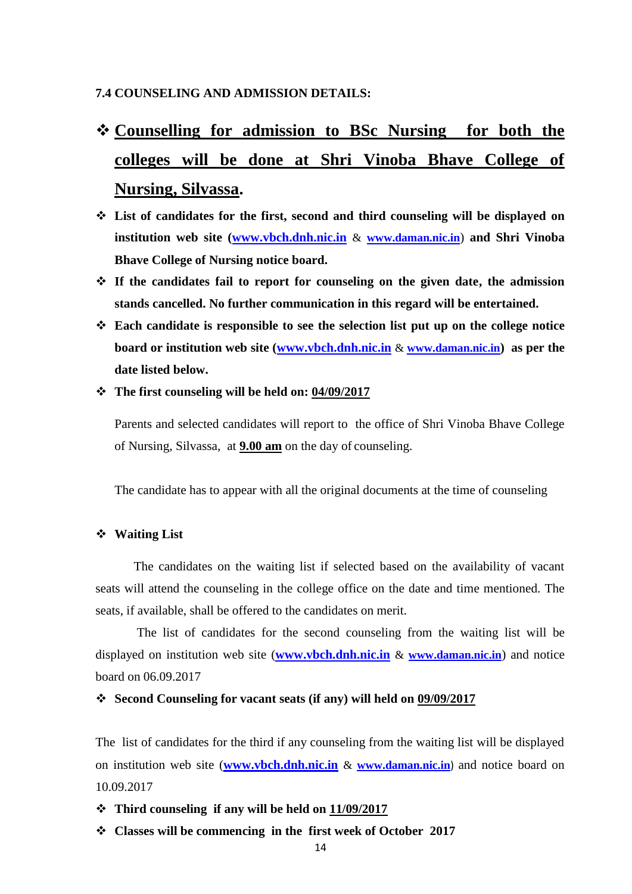**7.4 COUNSELING AND ADMISSION DETAILS:**

- **Counselling for admission to BSc Nursing for both the colleges will be done at Shri Vinoba Bhave College of Nursing, Silvassa.**
- **List of candidates for the first, second and third counseling will be displayed on institution web site (www.vbch.dnh.nic.in & www.daman.nic.in) and Shri Vinoba Bhave College of Nursing notice board.**
- **If the candidates fail to report for counseling on the given date, the admission stands cancelled. No further communication in this regard will be entertained.**
- **Each candidate is responsible to see the selection list put up on the college notice board or institution web site (www.vbch.dnh.nic.in & www.daman.nic.in) as per the date listed below.**
- **The first counseling will be held on: 04/09/2017**

  Parents and selected candidates will report to the office of Shri Vinoba Bhave College of Nursing, Silvassa, at **9.00 am** on the day of counseling.

  The candidate has to appear with all the original documents at the time of counseling

- **Waiting List**

The candidates on the waiting list if selected based on the availability of vacant seats will attend the counseling in the college office on the date and time mentioned. The seats, if available, shall be offered to the candidates on merit.

The list of candidates for the second counseling from the waiting list will be displayed on institution web site (www.vbch.dnh.nic.in & www.daman.nic.in) and notice board on 06.09.2017

- **Second Counseling for vacant seats (if any) will held on 09/09/2017**

The list of candidates for the third if any counseling from the waiting list will be displayed on institution web site (www.vbch.dnh.nic.in & www.daman.nic.in) and notice board on 10.09.2017

- **Third counseling if any will be held on 11/09/2017**
- **Classes will be commencing in the first week of October 2017**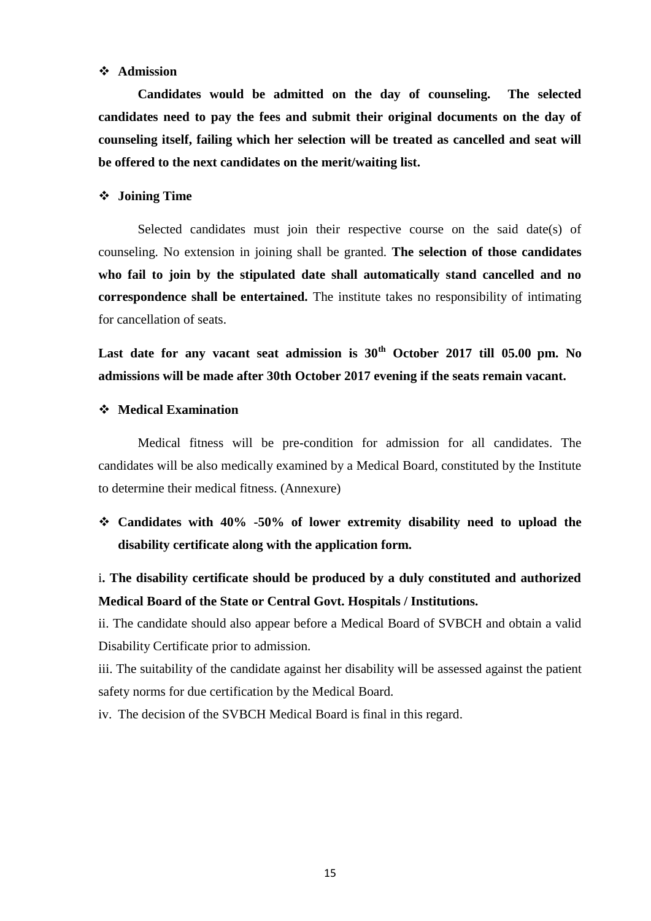- **Admission**

**Candidates would be admitted on the day of counseling. The selected candidates need to pay the fees and submit their original documents on the day of counseling itself, failing which her selection will be treated as cancelled and seat will be offered to the next candidates on the merit/waiting list.**

- **Joining Time**

Selected candidates must join their respective course on the said date(s) of counseling. No extension in joining shall be granted. **The selection of those candidates who fail to join by the stipulated date shall automatically stand cancelled and no correspondence shall be entertained.** The institute takes no responsibility of intimating for cancellation of seats.

**Last date for any vacant seat admission is 30th October 2017 till 05.00 pm. No admissions will be made after 30th October 2017 evening if the seats remain vacant.**

- **Medical Examination**

Medical fitness will be pre-condition for admission for all candidates. The candidates will be also medically examined by a Medical Board, constituted by the Institute to determine their medical fitness. (Annexure)

- **Candidates with 40% -50% of lower extremity disability need to upload the disability certificate along with the application form.**

i**. The disability certificate should be produced by a duly constituted and authorized Medical Board of the State or Central Govt. Hospitals / Institutions.**

ii. The candidate should also appear before a Medical Board of SVBCH and obtain a valid Disability Certificate prior to admission.

iii. The suitability of the candidate against her disability will be assessed against the patient safety norms for due certification by the Medical Board.

iv. The decision of the SVBCH Medical Board is final in this regard.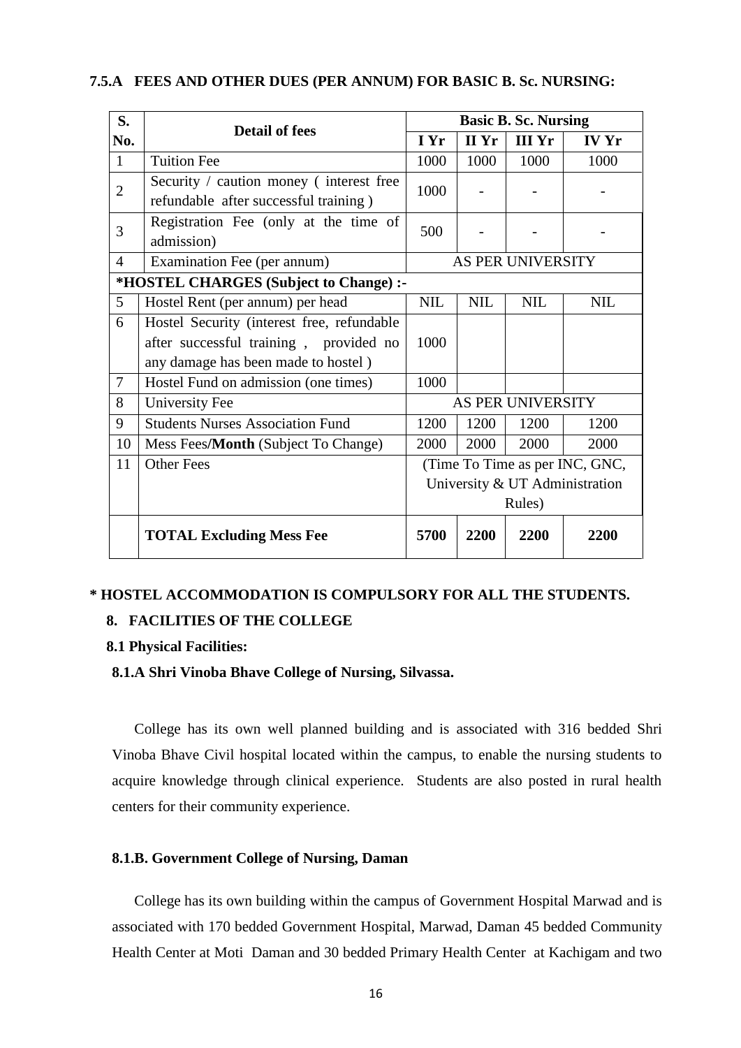### 7.5.A FEES AND OTHER DUES (PER ANNUM) FOR BASIC B. Sc. NURSING:

| S. No. | Detail of fees | Basic B. Sc. Nursing | | | |
|---|---|---|---|---|---|
| | | I Yr | II Yr | III Yr | IV Yr |
| 1 | Tuition Fee | 1000 | 1000 | 1000 | 1000 |
| 2 | Security / caution money ( interest free refundable after successful training ) | 1000 | - | - | - |
| 3 | Registration Fee (only at the time of admission) | 500 | - | - | - |
| 4 | Examination Fee (per annum) | AS PER UNIVERSITY | | | |
| **\*HOSTEL CHARGES (Subject to Change) :-** | | | | | |
| 5 | Hostel Rent (per annum) per head | NIL | NIL | NIL | NIL |
| 6 | Hostel Security (interest free, refundable after successful training , provided no any damage has been made to hostel ) | 1000 | | | |
| 7 | Hostel Fund on admission (one times) | 1000 | | | |
| 8 | University Fee | AS PER UNIVERSITY | | | |
| 9 | Students Nurses Association Fund | 1200 | 1200 | 1200 | 1200 |
| 10 | Mess Fees/**Month** (Subject To Change) | 2000 | 2000 | 2000 | 2000 |
| 11 | Other Fees | (Time To Time as per INC, GNC, University & UT Administration Rules) | | | |
| | **TOTAL Excluding Mess Fee** | **5700** | **2200** | **2200** | **2200** |

**\* HOSTEL ACCOMMODATION IS COMPULSORY FOR ALL THE STUDENTS.**

## 8. FACILITIES OF THE COLLEGE

### 8.1 Physical Facilities:

#### 8.1.A Shri Vinoba Bhave College of Nursing, Silvassa.

College has its own well planned building and is associated with 316 bedded Shri Vinoba Bhave Civil hospital located within the campus, to enable the nursing students to acquire knowledge through clinical experience. Students are also posted in rural health centers for their community experience.

#### 8.1.B. Government College of Nursing, Daman

College has its own building within the campus of Government Hospital Marwad and is associated with 170 bedded Government Hospital, Marwad, Daman 45 bedded Community Health Center at Moti Daman and 30 bedded Primary Health Center at Kachigam and two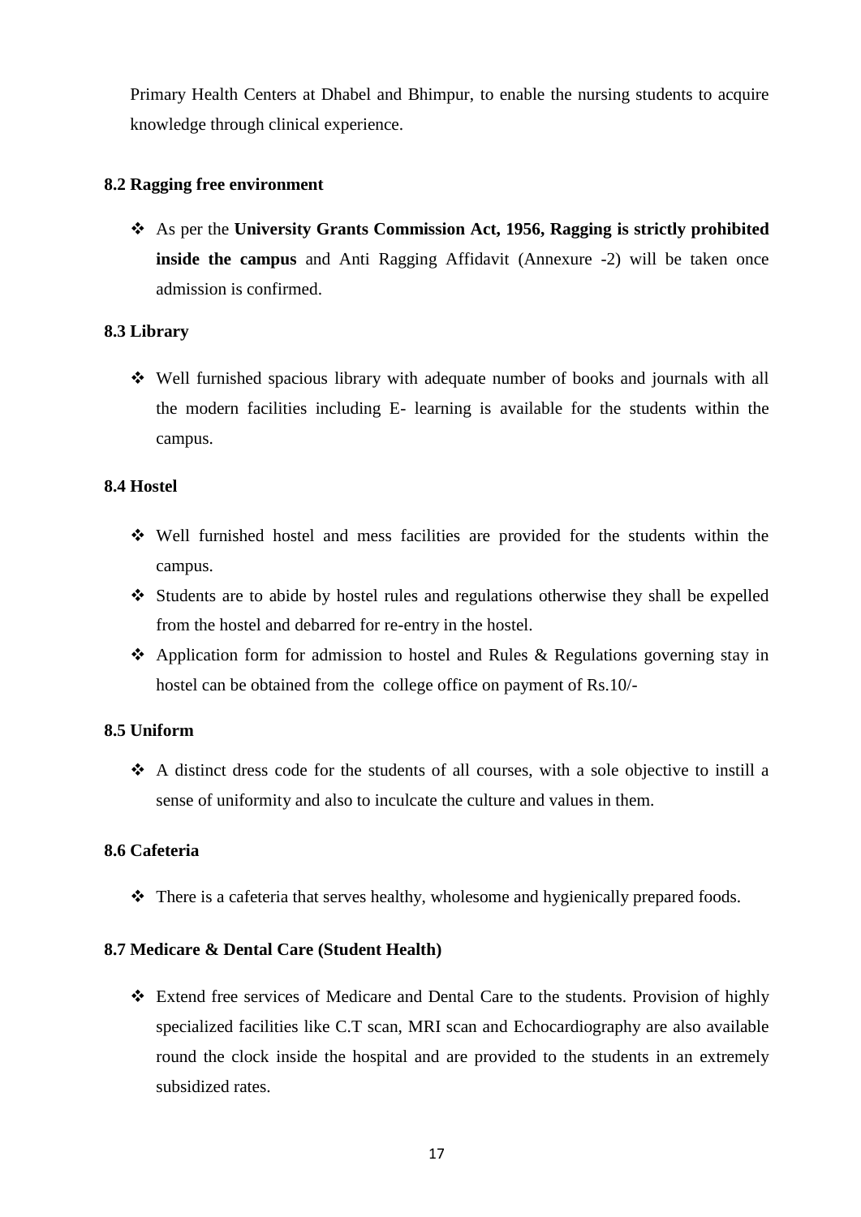Primary Health Centers at Dhabel and Bhimpur, to enable the nursing students to acquire knowledge through clinical experience.

### 8.2 Ragging free environment

- As per the **University Grants Commission Act, 1956, Ragging is strictly prohibited inside the campus** and Anti Ragging Affidavit (Annexure -2) will be taken once admission is confirmed.

### 8.3 Library

- Well furnished spacious library with adequate number of books and journals with all the modern facilities including E- learning is available for the students within the campus.

### 8.4 Hostel

- Well furnished hostel and mess facilities are provided for the students within the campus.
- Students are to abide by hostel rules and regulations otherwise they shall be expelled from the hostel and debarred for re-entry in the hostel.
- Application form for admission to hostel and Rules & Regulations governing stay in hostel can be obtained from the college office on payment of Rs.10/-

### 8.5 Uniform

- A distinct dress code for the students of all courses, with a sole objective to instill a sense of uniformity and also to inculcate the culture and values in them.

### 8.6 Cafeteria

- There is a cafeteria that serves healthy, wholesome and hygienically prepared foods.

### 8.7 Medicare & Dental Care (Student Health)

- Extend free services of Medicare and Dental Care to the students. Provision of highly specialized facilities like C.T scan, MRI scan and Echocardiography are also available round the clock inside the hospital and are provided to the students in an extremely subsidized rates.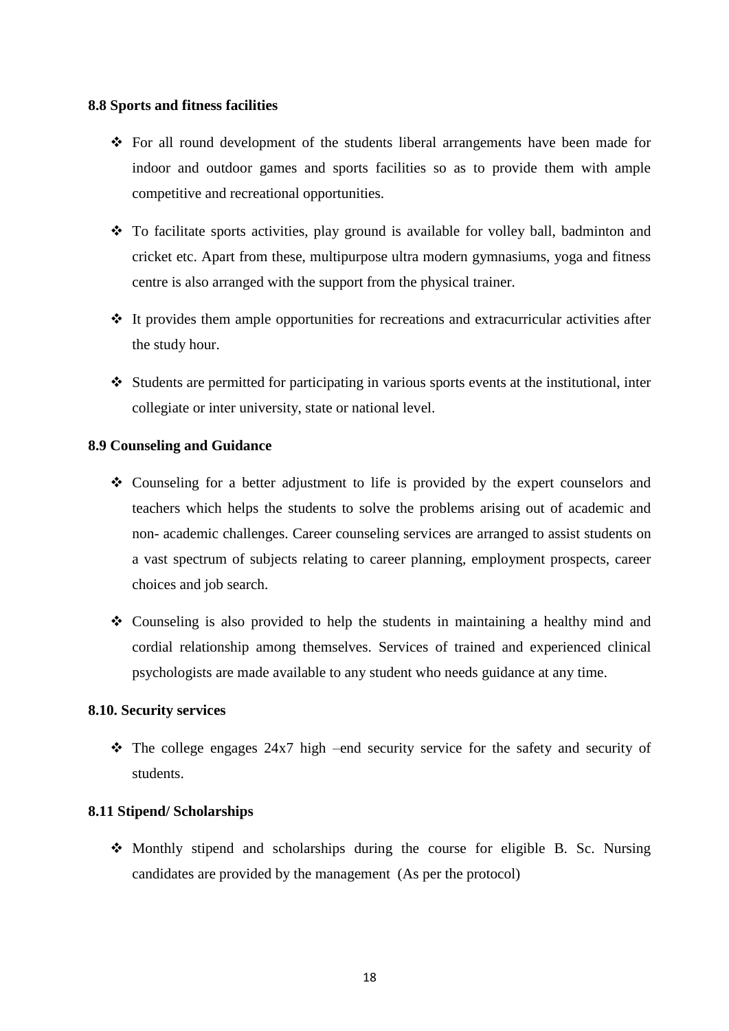**8.8 Sports and fitness facilities**

- For all round development of the students liberal arrangements have been made for indoor and outdoor games and sports facilities so as to provide them with ample competitive and recreational opportunities.
- To facilitate sports activities, play ground is available for volley ball, badminton and cricket etc. Apart from these, multipurpose ultra modern gymnasiums, yoga and fitness centre is also arranged with the support from the physical trainer.
- It provides them ample opportunities for recreations and extracurricular activities after the study hour.
- Students are permitted for participating in various sports events at the institutional, inter collegiate or inter university, state or national level.

**8.9 Counseling and Guidance**

- Counseling for a better adjustment to life is provided by the expert counselors and teachers which helps the students to solve the problems arising out of academic and non- academic challenges. Career counseling services are arranged to assist students on a vast spectrum of subjects relating to career planning, employment prospects, career choices and job search.
- Counseling is also provided to help the students in maintaining a healthy mind and cordial relationship among themselves. Services of trained and experienced clinical psychologists are made available to any student who needs guidance at any time.

**8.10. Security services**

- The college engages 24x7 high –end security service for the safety and security of students.

**8.11 Stipend/ Scholarships**

- Monthly stipend and scholarships during the course for eligible B. Sc. Nursing candidates are provided by the management (As per the protocol)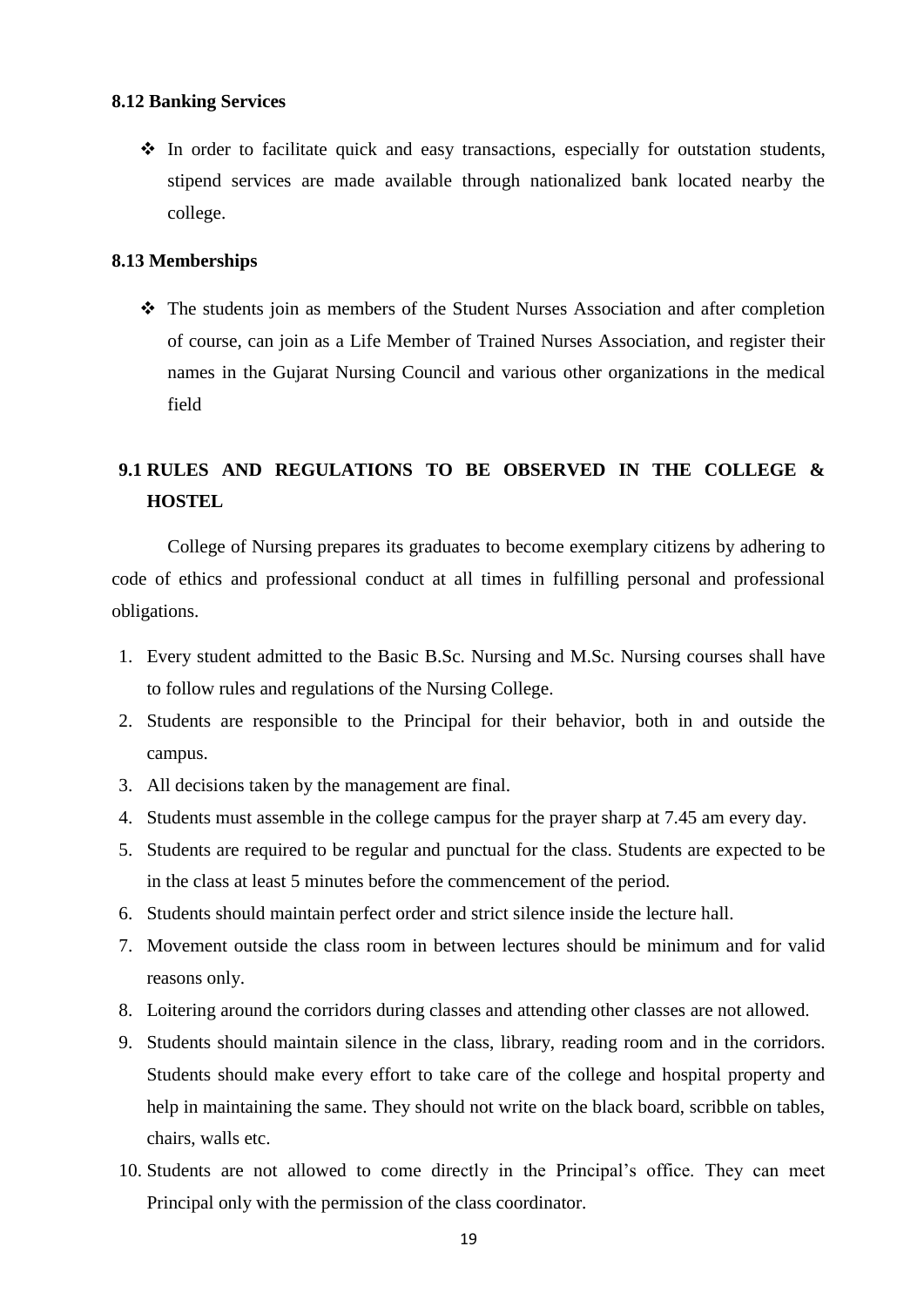### 8.12 Banking Services

- In order to facilitate quick and easy transactions, especially for outstation students, stipend services are made available through nationalized bank located nearby the college.

### 8.13 Memberships

- The students join as members of the Student Nurses Association and after completion of course, can join as a Life Member of Trained Nurses Association, and register their names in the Gujarat Nursing Council and various other organizations in the medical field

## 9.1 RULES AND REGULATIONS TO BE OBSERVED IN THE COLLEGE & HOSTEL

College of Nursing prepares its graduates to become exemplary citizens by adhering to code of ethics and professional conduct at all times in fulfilling personal and professional obligations.

1. Every student admitted to the Basic B.Sc. Nursing and M.Sc. Nursing courses shall have to follow rules and regulations of the Nursing College.
2. Students are responsible to the Principal for their behavior, both in and outside the campus.
3. All decisions taken by the management are final.
4. Students must assemble in the college campus for the prayer sharp at 7.45 am every day.
5. Students are required to be regular and punctual for the class. Students are expected to be in the class at least 5 minutes before the commencement of the period.
6. Students should maintain perfect order and strict silence inside the lecture hall.
7. Movement outside the class room in between lectures should be minimum and for valid reasons only.
8. Loitering around the corridors during classes and attending other classes are not allowed.
9. Students should maintain silence in the class, library, reading room and in the corridors. Students should make every effort to take care of the college and hospital property and help in maintaining the same. They should not write on the black board, scribble on tables, chairs, walls etc.
10. Students are not allowed to come directly in the Principal's office. They can meet Principal only with the permission of the class coordinator.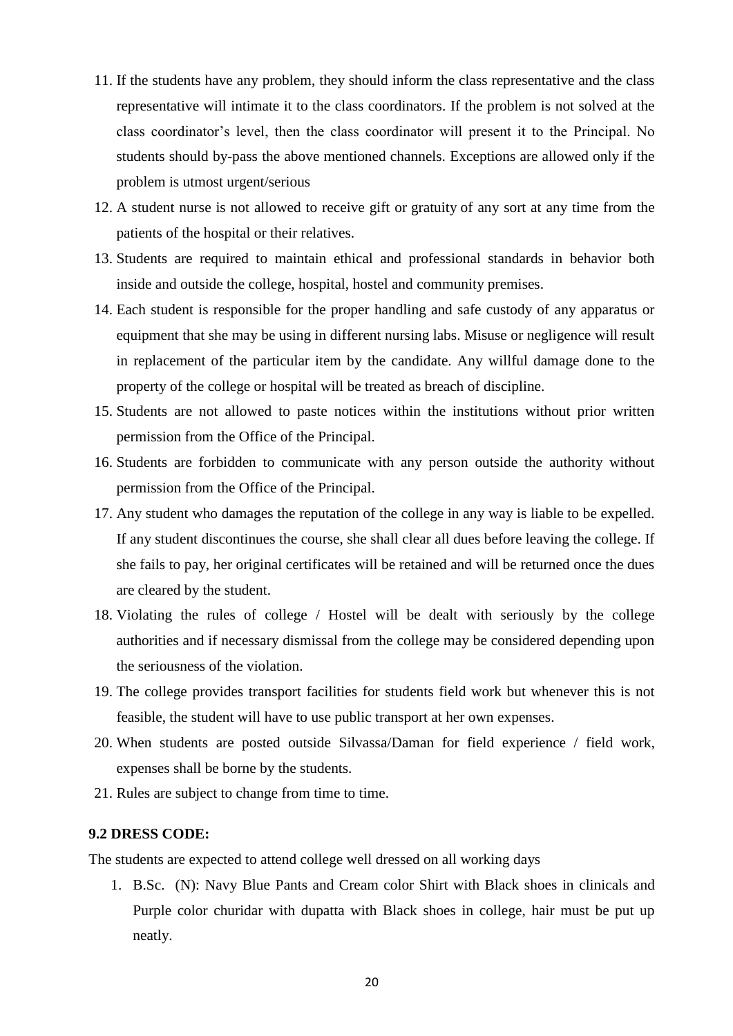11. If the students have any problem, they should inform the class representative and the class representative will intimate it to the class coordinators. If the problem is not solved at the class coordinator's level, then the class coordinator will present it to the Principal. No students should by-pass the above mentioned channels. Exceptions are allowed only if the problem is utmost urgent/serious
12. A student nurse is not allowed to receive gift or gratuity of any sort at any time from the patients of the hospital or their relatives.
13. Students are required to maintain ethical and professional standards in behavior both inside and outside the college, hospital, hostel and community premises.
14. Each student is responsible for the proper handling and safe custody of any apparatus or equipment that she may be using in different nursing labs. Misuse or negligence will result in replacement of the particular item by the candidate. Any willful damage done to the property of the college or hospital will be treated as breach of discipline.
15. Students are not allowed to paste notices within the institutions without prior written permission from the Office of the Principal.
16. Students are forbidden to communicate with any person outside the authority without permission from the Office of the Principal.
17. Any student who damages the reputation of the college in any way is liable to be expelled. If any student discontinues the course, she shall clear all dues before leaving the college. If she fails to pay, her original certificates will be retained and will be returned once the dues are cleared by the student.
18. Violating the rules of college / Hostel will be dealt with seriously by the college authorities and if necessary dismissal from the college may be considered depending upon the seriousness of the violation.
19. The college provides transport facilities for students field work but whenever this is not feasible, the student will have to use public transport at her own expenses.
20. When students are posted outside Silvassa/Daman for field experience / field work, expenses shall be borne by the students.
21. Rules are subject to change from time to time.

### 9.2 DRESS CODE:

The students are expected to attend college well dressed on all working days

1. B.Sc. (N): Navy Blue Pants and Cream color Shirt with Black shoes in clinicals and Purple color churidar with dupatta with Black shoes in college, hair must be put up neatly.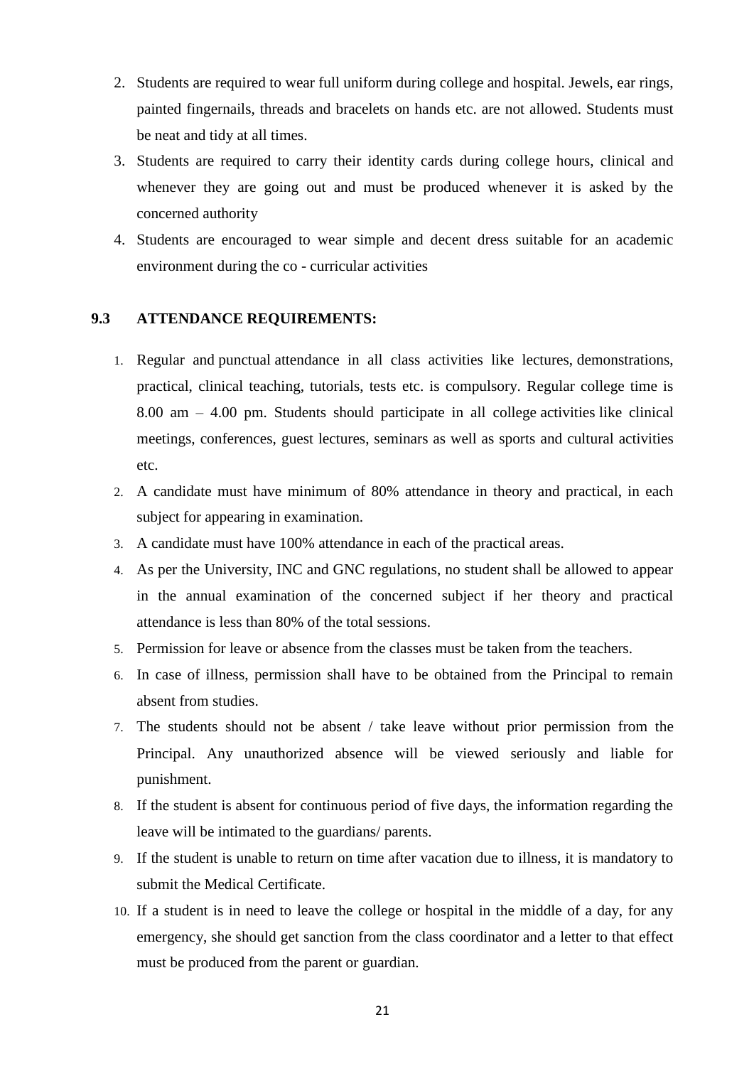2. Students are required to wear full uniform during college and hospital. Jewels, ear rings, painted fingernails, threads and bracelets on hands etc. are not allowed. Students must be neat and tidy at all times.
3. Students are required to carry their identity cards during college hours, clinical and whenever they are going out and must be produced whenever it is asked by the concerned authority
4. Students are encouraged to wear simple and decent dress suitable for an academic environment during the co - curricular activities

### 9.3 ATTENDANCE REQUIREMENTS:

1. Regular and punctual attendance in all class activities like lectures, demonstrations, practical, clinical teaching, tutorials, tests etc. is compulsory. Regular college time is 8.00 am – 4.00 pm. Students should participate in all college activities like clinical meetings, conferences, guest lectures, seminars as well as sports and cultural activities etc.
2. A candidate must have minimum of 80% attendance in theory and practical, in each subject for appearing in examination.
3. A candidate must have 100% attendance in each of the practical areas.
4. As per the University, INC and GNC regulations, no student shall be allowed to appear in the annual examination of the concerned subject if her theory and practical attendance is less than 80% of the total sessions.
5. Permission for leave or absence from the classes must be taken from the teachers.
6. In case of illness, permission shall have to be obtained from the Principal to remain absent from studies.
7. The students should not be absent / take leave without prior permission from the Principal. Any unauthorized absence will be viewed seriously and liable for punishment.
8. If the student is absent for continuous period of five days, the information regarding the leave will be intimated to the guardians/ parents.
9. If the student is unable to return on time after vacation due to illness, it is mandatory to submit the Medical Certificate.
10. If a student is in need to leave the college or hospital in the middle of a day, for any emergency, she should get sanction from the class coordinator and a letter to that effect must be produced from the parent or guardian.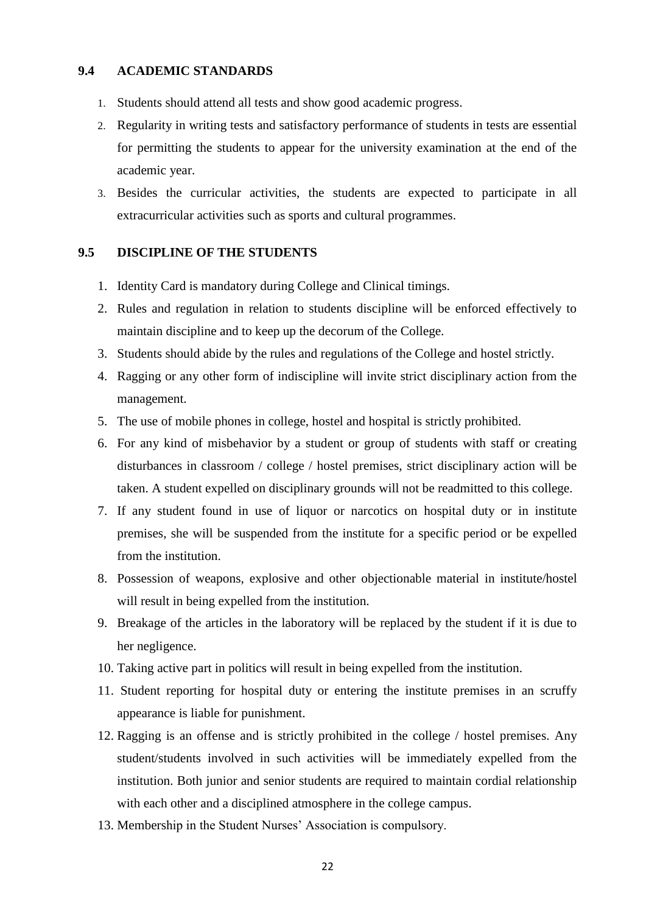## 9.4 ACADEMIC STANDARDS

1. Students should attend all tests and show good academic progress.
2. Regularity in writing tests and satisfactory performance of students in tests are essential for permitting the students to appear for the university examination at the end of the academic year.
3. Besides the curricular activities, the students are expected to participate in all extracurricular activities such as sports and cultural programmes.

## 9.5 DISCIPLINE OF THE STUDENTS

1. Identity Card is mandatory during College and Clinical timings.
2. Rules and regulation in relation to students discipline will be enforced effectively to maintain discipline and to keep up the decorum of the College.
3. Students should abide by the rules and regulations of the College and hostel strictly.
4. Ragging or any other form of indiscipline will invite strict disciplinary action from the management.
5. The use of mobile phones in college, hostel and hospital is strictly prohibited.
6. For any kind of misbehavior by a student or group of students with staff or creating disturbances in classroom / college / hostel premises, strict disciplinary action will be taken. A student expelled on disciplinary grounds will not be readmitted to this college.
7. If any student found in use of liquor or narcotics on hospital duty or in institute premises, she will be suspended from the institute for a specific period or be expelled from the institution.
8. Possession of weapons, explosive and other objectionable material in institute/hostel will result in being expelled from the institution.
9. Breakage of the articles in the laboratory will be replaced by the student if it is due to her negligence.
10. Taking active part in politics will result in being expelled from the institution.
11. Student reporting for hospital duty or entering the institute premises in an scruffy appearance is liable for punishment.
12. Ragging is an offense and is strictly prohibited in the college / hostel premises. Any student/students involved in such activities will be immediately expelled from the institution. Both junior and senior students are required to maintain cordial relationship with each other and a disciplined atmosphere in the college campus.
13. Membership in the Student Nurses' Association is compulsory.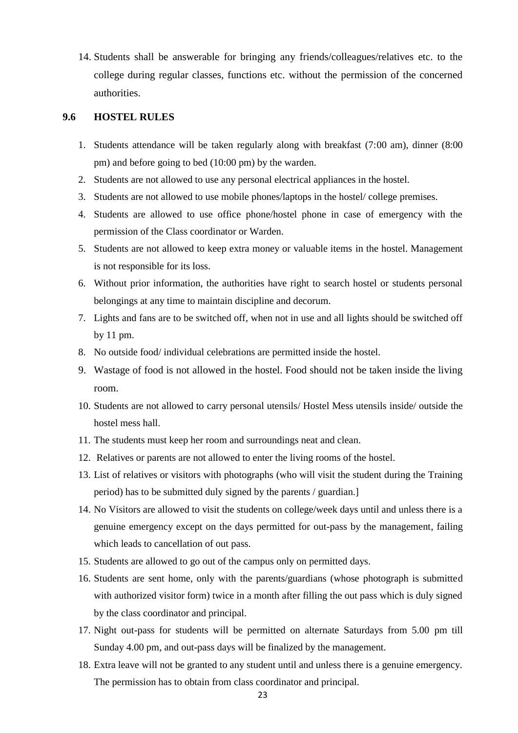14. Students shall be answerable for bringing any friends/colleagues/relatives etc. to the college during regular classes, functions etc. without the permission of the concerned authorities.

## 9.6 HOSTEL RULES

1. Students attendance will be taken regularly along with breakfast (7:00 am), dinner (8:00 pm) and before going to bed (10:00 pm) by the warden.
2. Students are not allowed to use any personal electrical appliances in the hostel.
3. Students are not allowed to use mobile phones/laptops in the hostel/ college premises.
4. Students are allowed to use office phone/hostel phone in case of emergency with the permission of the Class coordinator or Warden.
5. Students are not allowed to keep extra money or valuable items in the hostel. Management is not responsible for its loss.
6. Without prior information, the authorities have right to search hostel or students personal belongings at any time to maintain discipline and decorum.
7. Lights and fans are to be switched off, when not in use and all lights should be switched off by 11 pm.
8. No outside food/ individual celebrations are permitted inside the hostel.
9. Wastage of food is not allowed in the hostel. Food should not be taken inside the living room.
10. Students are not allowed to carry personal utensils/ Hostel Mess utensils inside/ outside the hostel mess hall.
11. The students must keep her room and surroundings neat and clean.
12. Relatives or parents are not allowed to enter the living rooms of the hostel.
13. List of relatives or visitors with photographs (who will visit the student during the Training period) has to be submitted duly signed by the parents / guardian.]
14. No Visitors are allowed to visit the students on college/week days until and unless there is a genuine emergency except on the days permitted for out-pass by the management, failing which leads to cancellation of out pass.
15. Students are allowed to go out of the campus only on permitted days.
16. Students are sent home, only with the parents/guardians (whose photograph is submitted with authorized visitor form) twice in a month after filling the out pass which is duly signed by the class coordinator and principal.
17. Night out-pass for students will be permitted on alternate Saturdays from 5.00 pm till Sunday 4.00 pm, and out-pass days will be finalized by the management.
18. Extra leave will not be granted to any student until and unless there is a genuine emergency. The permission has to obtain from class coordinator and principal.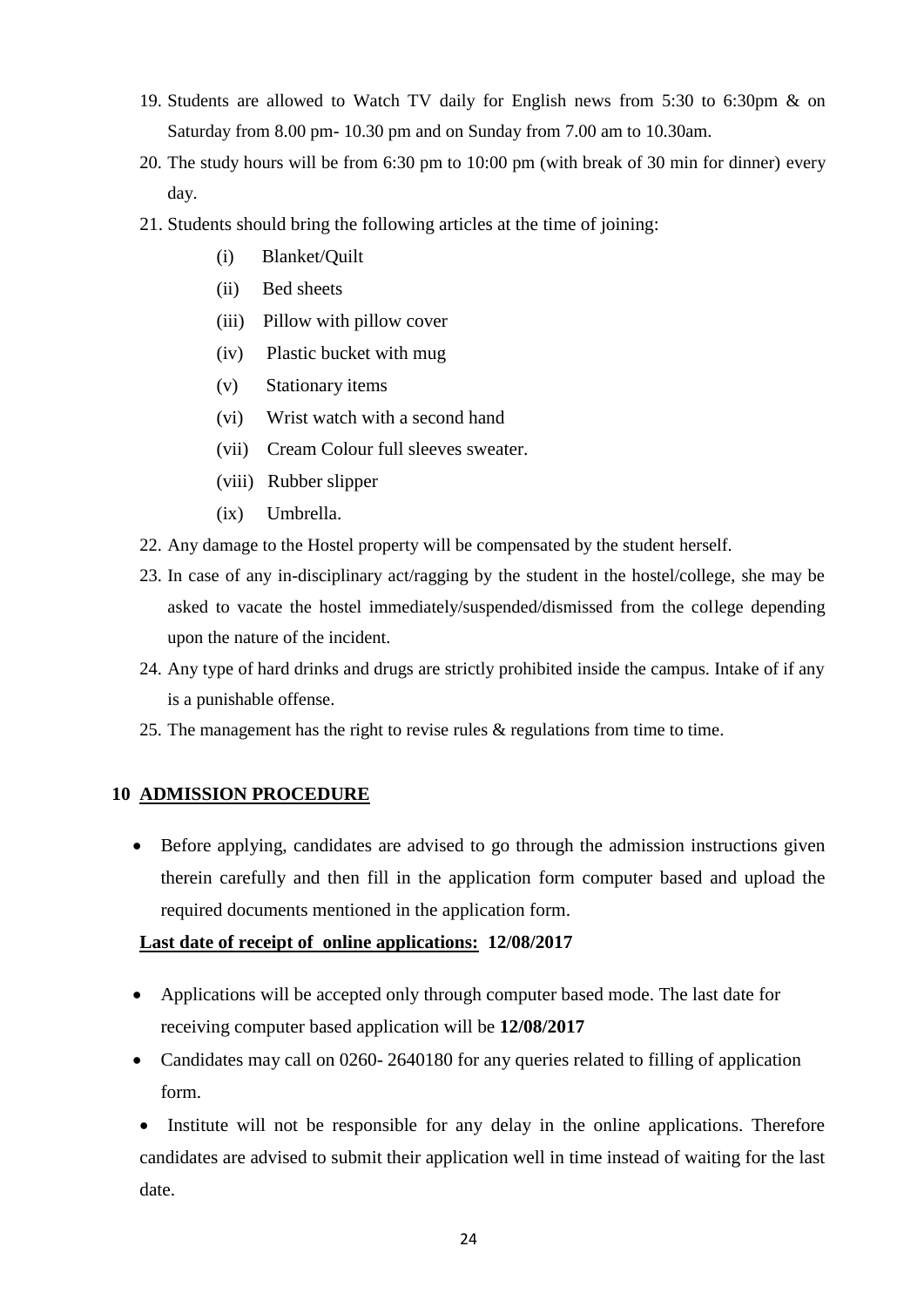19. Students are allowed to Watch TV daily for English news from 5:30 to 6:30pm & on Saturday from 8.00 pm- 10.30 pm and on Sunday from 7.00 am to 10.30am.
20. The study hours will be from 6:30 pm to 10:00 pm (with break of 30 min for dinner) every day.
21. Students should bring the following articles at the time of joining:
    - (i) Blanket/Quilt
    - (ii) Bed sheets
    - (iii) Pillow with pillow cover
    - (iv) Plastic bucket with mug
    - (v) Stationary items
    - (vi) Wrist watch with a second hand
    - (vii) Cream Colour full sleeves sweater.
    - (viii) Rubber slipper
    - (ix) Umbrella.
22. Any damage to the Hostel property will be compensated by the student herself.
23. In case of any in-disciplinary act/ragging by the student in the hostel/college, she may be asked to vacate the hostel immediately/suspended/dismissed from the college depending upon the nature of the incident.
24. Any type of hard drinks and drugs are strictly prohibited inside the campus. Intake of if any is a punishable offense.
25. The management has the right to revise rules & regulations from time to time.

## 10 ADMISSION PROCEDURE

- Before applying, candidates are advised to go through the admission instructions given therein carefully and then fill in the application form computer based and upload the required documents mentioned in the application form.

**Last date of receipt of online applications: 12/08/2017**

- Applications will be accepted only through computer based mode. The last date for receiving computer based application will be **12/08/2017**
- Candidates may call on 0260- 2640180 for any queries related to filling of application form.
- Institute will not be responsible for any delay in the online applications. Therefore candidates are advised to submit their application well in time instead of waiting for the last date.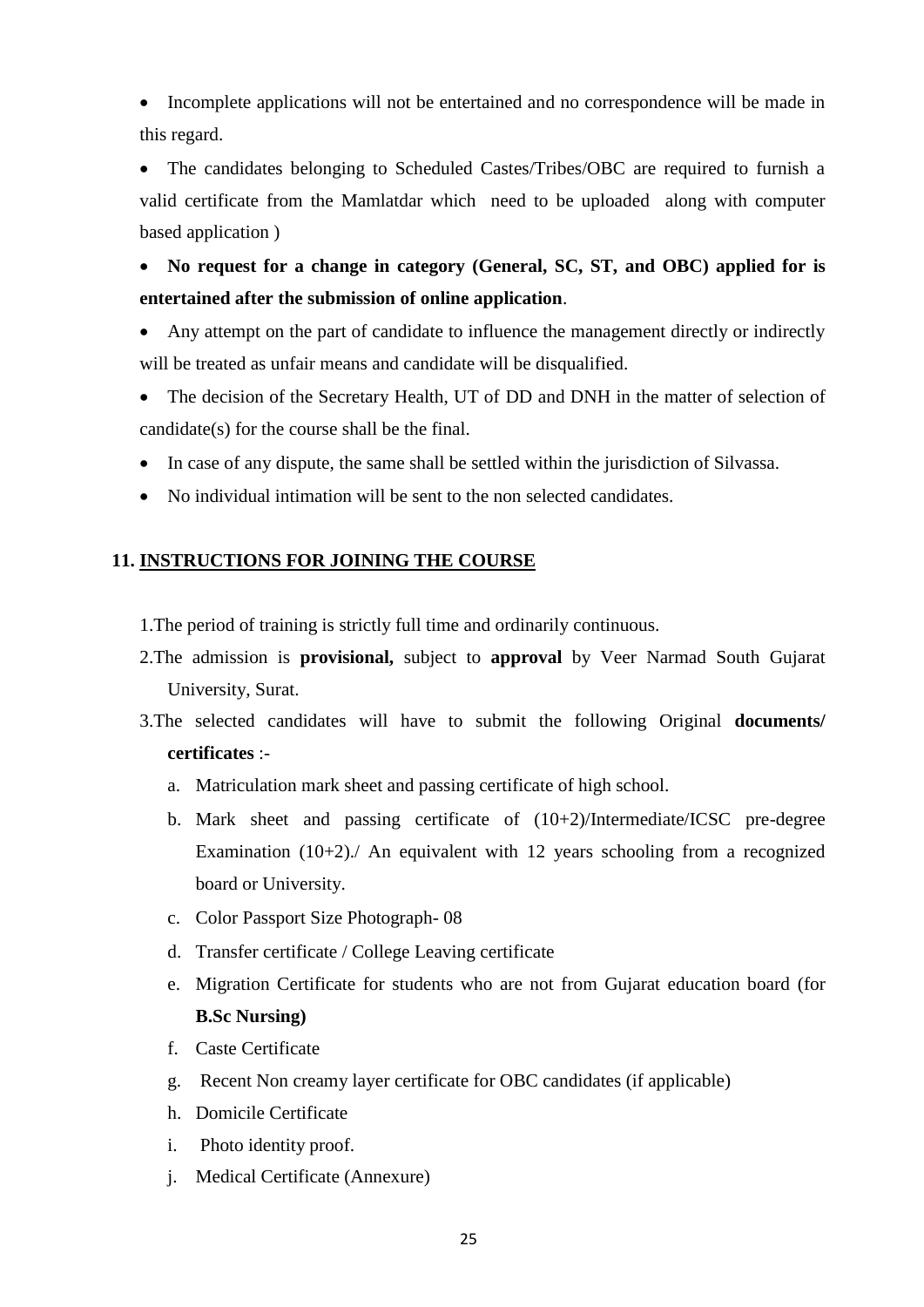- Incomplete applications will not be entertained and no correspondence will be made in this regard.
- The candidates belonging to Scheduled Castes/Tribes/OBC are required to furnish a valid certificate from the Mamlatdar which need to be uploaded along with computer based application )
- **No request for a change in category (General, SC, ST, and OBC) applied for is entertained after the submission of online application**.
- Any attempt on the part of candidate to influence the management directly or indirectly will be treated as unfair means and candidate will be disqualified.
- The decision of the Secretary Health, UT of DD and DNH in the matter of selection of candidate(s) for the course shall be the final.
- In case of any dispute, the same shall be settled within the jurisdiction of Silvassa.
- No individual intimation will be sent to the non selected candidates.

## 11. INSTRUCTIONS FOR JOINING THE COURSE

1. The period of training is strictly full time and ordinarily continuous.
2. The admission is **provisional,** subject to **approval** by Veer Narmad South Gujarat University, Surat.
3. The selected candidates will have to submit the following Original **documents/ certificates** :-
   a. Matriculation mark sheet and passing certificate of high school.
   b. Mark sheet and passing certificate of (10+2)/Intermediate/ICSC pre-degree Examination (10+2)./ An equivalent with 12 years schooling from a recognized board or University.
   c. Color Passport Size Photograph- 08
   d. Transfer certificate / College Leaving certificate
   e. Migration Certificate for students who are not from Gujarat education board (for **B.Sc Nursing)**
   f. Caste Certificate
   g. Recent Non creamy layer certificate for OBC candidates (if applicable)
   h. Domicile Certificate
   i. Photo identity proof.
   j. Medical Certificate (Annexure)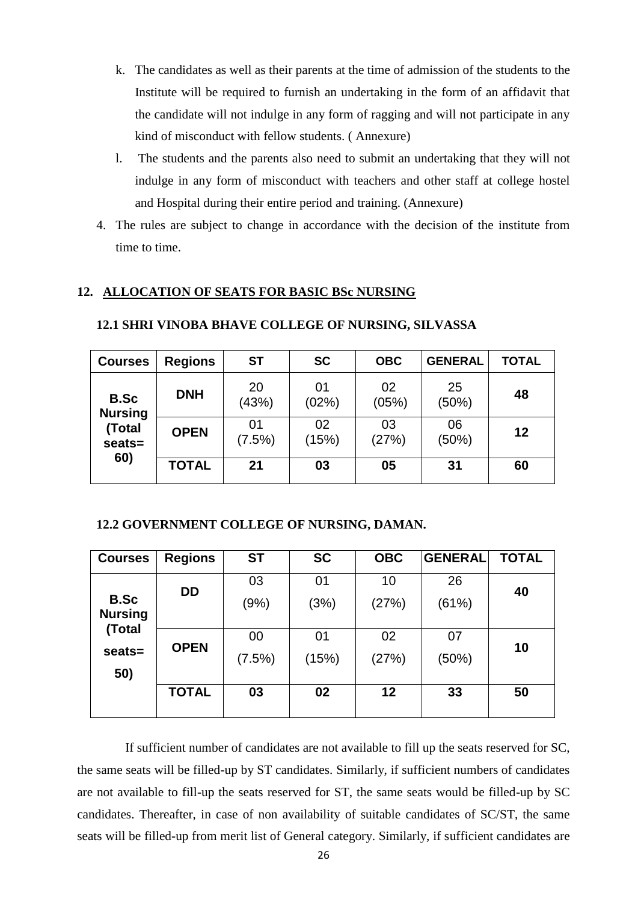k. The candidates as well as their parents at the time of admission of the students to the Institute will be required to furnish an undertaking in the form of an affidavit that the candidate will not indulge in any form of ragging and will not participate in any kind of misconduct with fellow students. ( Annexure)

l. The students and the parents also need to submit an undertaking that they will not indulge in any form of misconduct with teachers and other staff at college hostel and Hospital during their entire period and training. (Annexure)

4. The rules are subject to change in accordance with the decision of the institute from time to time.

## 12. ALLOCATION OF SEATS FOR BASIC BSc NURSING

### 12.1 SHRI VINOBA BHAVE COLLEGE OF NURSING, SILVASSA

| Courses | Regions | ST | SC | OBC | GENERAL | TOTAL |
|---|---|---|---|---|---|---|
| B.Sc Nursing (Total seats= 60) | DNH | 20 (43%) | 01 (02%) | 02 (05%) | 25 (50%) | 48 |
| | OPEN | 01 (7.5%) | 02 (15%) | 03 (27%) | 06 (50%) | 12 |
| | TOTAL | 21 | 03 | 05 | 31 | 60 |

### 12.2 GOVERNMENT COLLEGE OF NURSING, DAMAN.

| Courses | Regions | ST | SC | OBC | GENERAL | TOTAL |
|---|---|---|---|---|---|---|
| B.Sc Nursing (Total seats= 50) | DD | 03 (9%) | 01 (3%) | 10 (27%) | 26 (61%) | 40 |
| | OPEN | 00 (7.5%) | 01 (15%) | 02 (27%) | 07 (50%) | 10 |
| | TOTAL | 03 | 02 | 12 | 33 | 50 |

If sufficient number of candidates are not available to fill up the seats reserved for SC, the same seats will be filled-up by ST candidates. Similarly, if sufficient numbers of candidates are not available to fill-up the seats reserved for ST, the same seats would be filled-up by SC candidates. Thereafter, in case of non availability of suitable candidates of SC/ST, the same seats will be filled-up from merit list of General category. Similarly, if sufficient candidates are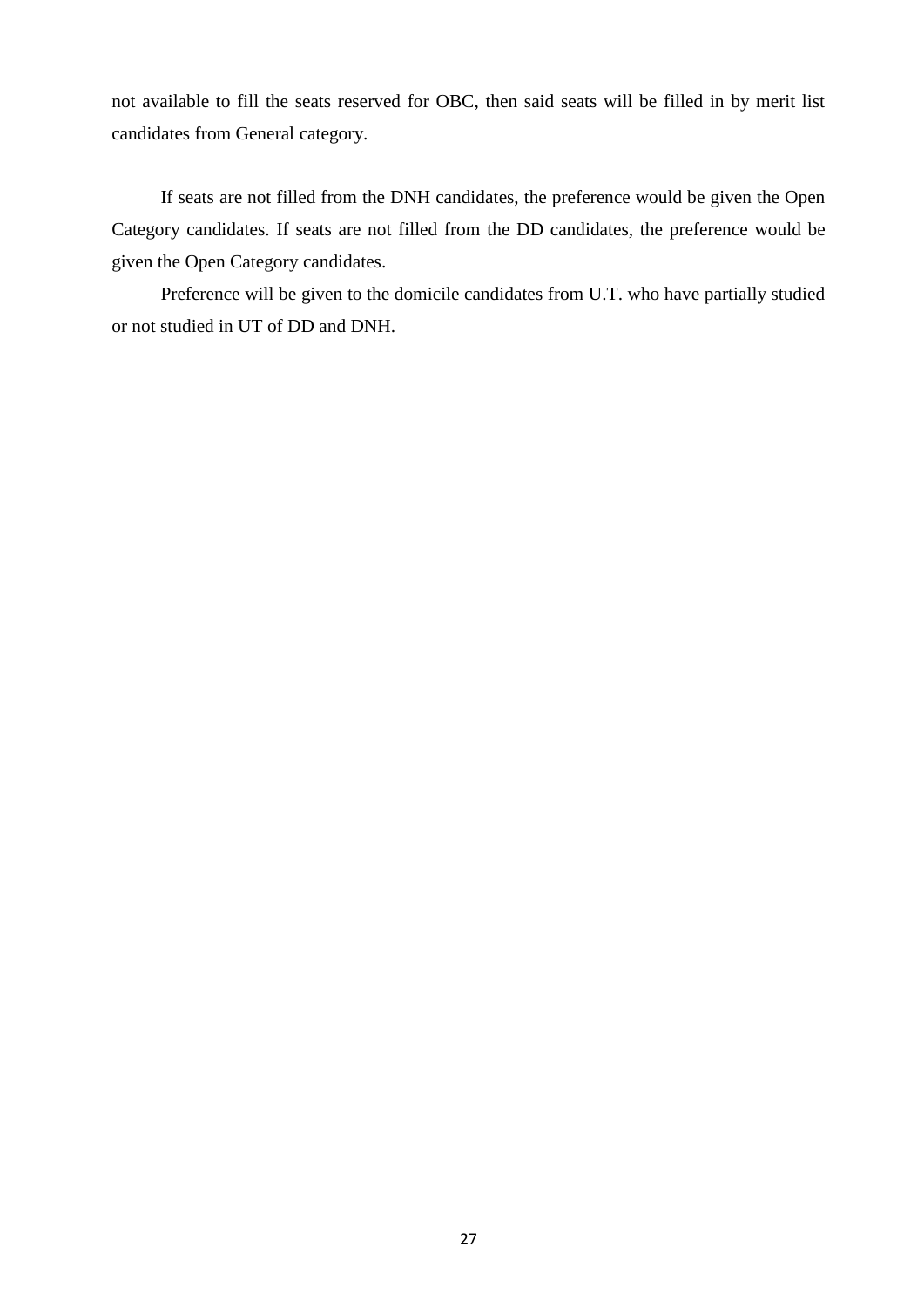not available to fill the seats reserved for OBC, then said seats will be filled in by merit list candidates from General category.

If seats are not filled from the DNH candidates, the preference would be given the Open Category candidates. If seats are not filled from the DD candidates, the preference would be given the Open Category candidates.

Preference will be given to the domicile candidates from U.T. who have partially studied or not studied in UT of DD and DNH.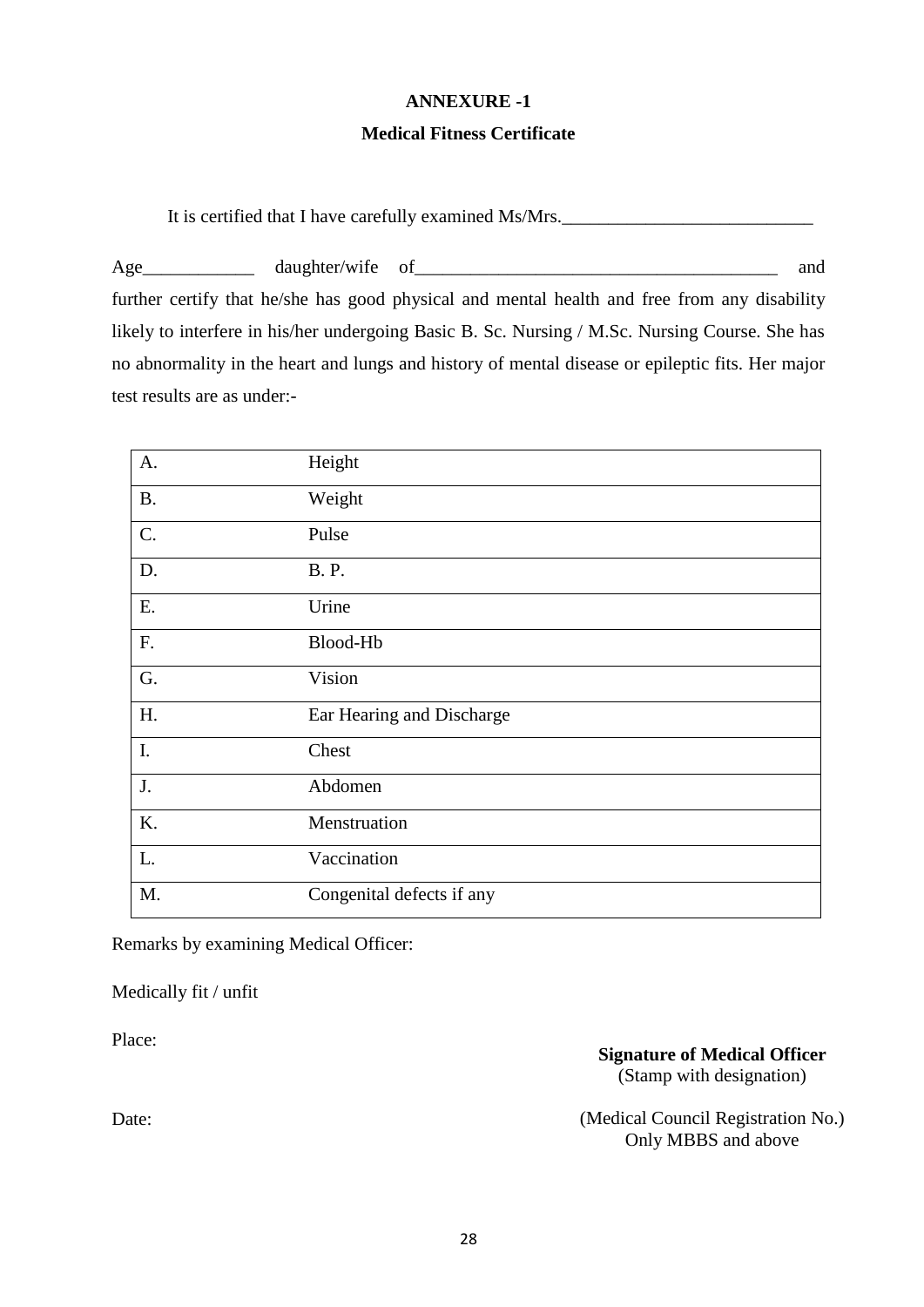## ANNEXURE -1

### Medical Fitness Certificate

It is certified that I have carefully examined Ms/Mrs.___________________________

Age____________ daughter/wife of_______________________________________ and further certify that he/she has good physical and mental health and free from any disability likely to interfere in his/her undergoing Basic B. Sc. Nursing / M.Sc. Nursing Course. She has no abnormality in the heart and lungs and history of mental disease or epileptic fits. Her major test results are as under:-

| | |
|---|---|
| A. | Height |
| B. | Weight |
| C. | Pulse |
| D. | B. P. |
| E. | Urine |
| F. | Blood-Hb |
| G. | Vision |
| H. | Ear Hearing and Discharge |
| I. | Chest |
| J. | Abdomen |
| K. | Menstruation |
| L. | Vaccination |
| M. | Congenital defects if any |

Remarks by examining Medical Officer:

Medically fit / unfit

Place:

**Signature of Medical Officer**
(Stamp with designation)

Date:

(Medical Council Registration No.)
Only MBBS and above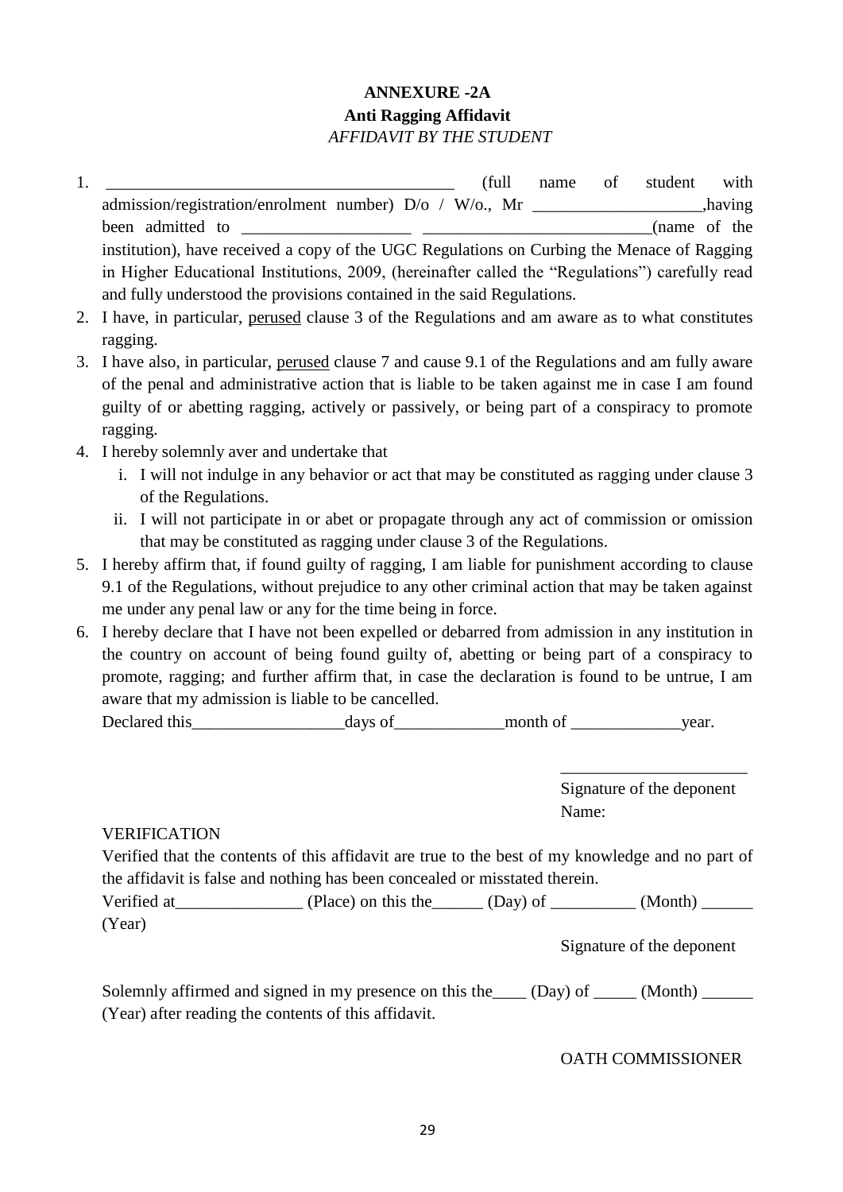**ANNEXURE -2A**

**Anti Ragging Affidavit**

*AFFIDAVIT BY THE STUDENT*

1. ________________________________________ (full name of student with admission/registration/enrolment number) D/o / W/o., Mr ___________________,having been admitted to ___________________ __________________________(name of the institution), have received a copy of the UGC Regulations on Curbing the Menace of Ragging in Higher Educational Institutions, 2009, (hereinafter called the "Regulations") carefully read and fully understood the provisions contained in the said Regulations.
2. I have, in particular, perused clause 3 of the Regulations and am aware as to what constitutes ragging.
3. I have also, in particular, perused clause 7 and cause 9.1 of the Regulations and am fully aware of the penal and administrative action that is liable to be taken against me in case I am found guilty of or abetting ragging, actively or passively, or being part of a conspiracy to promote ragging.
4. I hereby solemnly aver and undertake that
   i. I will not indulge in any behavior or act that may be constituted as ragging under clause 3 of the Regulations.
   ii. I will not participate in or abet or propagate through any act of commission or omission that may be constituted as ragging under clause 3 of the Regulations.
5. I hereby affirm that, if found guilty of ragging, I am liable for punishment according to clause 9.1 of the Regulations, without prejudice to any other criminal action that may be taken against me under any penal law or any for the time being in force.
6. I hereby declare that I have not been expelled or debarred from admission in any institution in the country on account of being found guilty of, abetting or being part of a conspiracy to promote, ragging; and further affirm that, in case the declaration is found to be untrue, I am aware that my admission is liable to be cancelled.

   Declared this_________________days of____________month of ____________year.

_____________________

Signature of the deponent

Name:

VERIFICATION

Verified that the contents of this affidavit are true to the best of my knowledge and no part of the affidavit is false and nothing has been concealed or misstated therein.

Verified at______________ (Place) on this the______ (Day) of __________ (Month) ______ (Year)

Signature of the deponent

Solemnly affirmed and signed in my presence on this the____ (Day) of _____ (Month) ______ (Year) after reading the contents of this affidavit.

OATH COMMISSIONER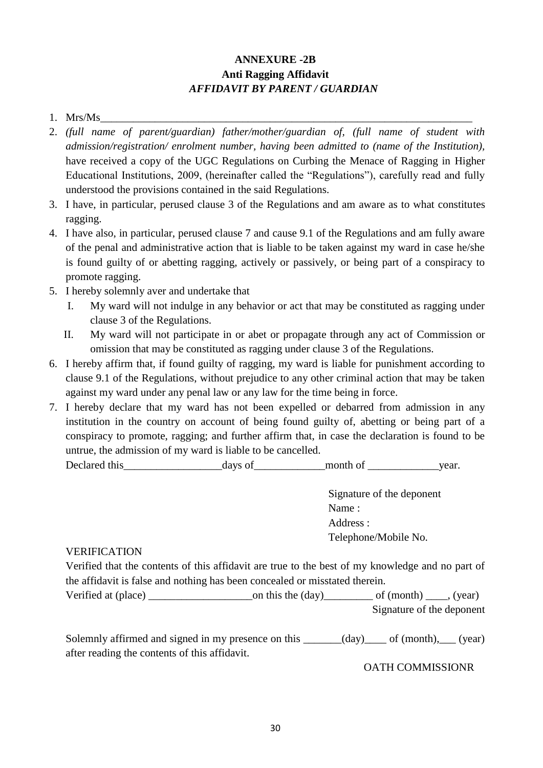**ANNEXURE -2B**

**Anti Ragging Affidavit**

***AFFIDAVIT BY PARENT / GUARDIAN***

1. Mrs/Ms\_\_\_\_\_\_\_\_\_\_\_\_\_\_\_\_\_\_\_\_\_\_\_\_\_\_\_\_\_\_\_\_\_\_\_\_\_\_\_\_\_\_\_\_\_\_\_\_\_\_\_\_\_\_\_\_\_\_\_\_\_\_\_\_\_\_\_
2. *(full name of parent/guardian) father/mother/guardian of, (full name of student with admission/registration/ enrolment number, having been admitted to (name of the Institution),* have received a copy of the UGC Regulations on Curbing the Menace of Ragging in Higher Educational Institutions, 2009, (hereinafter called the "Regulations"), carefully read and fully understood the provisions contained in the said Regulations.
3. I have, in particular, perused clause 3 of the Regulations and am aware as to what constitutes ragging.
4. I have also, in particular, perused clause 7 and cause 9.1 of the Regulations and am fully aware of the penal and administrative action that is liable to be taken against my ward in case he/she is found guilty of or abetting ragging, actively or passively, or being part of a conspiracy to promote ragging.
5. I hereby solemnly aver and undertake that
   I. My ward will not indulge in any behavior or act that may be constituted as ragging under clause 3 of the Regulations.
   II. My ward will not participate in or abet or propagate through any act of Commission or omission that may be constituted as ragging under clause 3 of the Regulations.
6. I hereby affirm that, if found guilty of ragging, my ward is liable for punishment according to clause 9.1 of the Regulations, without prejudice to any other criminal action that may be taken against my ward under any penal law or any law for the time being in force.
7. I hereby declare that my ward has not been expelled or debarred from admission in any institution in the country on account of being found guilty of, abetting or being part of a conspiracy to promote, ragging; and further affirm that, in case the declaration is found to be untrue, the admission of my ward is liable to be cancelled.

   Declared this\_\_\_\_\_\_\_\_\_\_\_\_\_\_\_\_\_\_days of\_\_\_\_\_\_\_\_\_\_\_\_\_month of \_\_\_\_\_\_\_\_\_\_\_\_\_year.

Signature of the deponent
Name :
Address :
Telephone/Mobile No.

VERIFICATION

Verified that the contents of this affidavit are true to the best of my knowledge and no part of the affidavit is false and nothing has been concealed or misstated therein.

Verified at (place) \_\_\_\_\_\_\_\_\_\_\_\_\_\_\_\_\_\_\_on this the (day)\_\_\_\_\_\_\_\_\_ of (month) \_\_\_\_, (year)

Signature of the deponent

Solemnly affirmed and signed in my presence on this \_\_\_\_\_\_\_(day)\_\_\_\_ of (month),\_\_\_ (year) after reading the contents of this affidavit.

OATH COMMISSIONR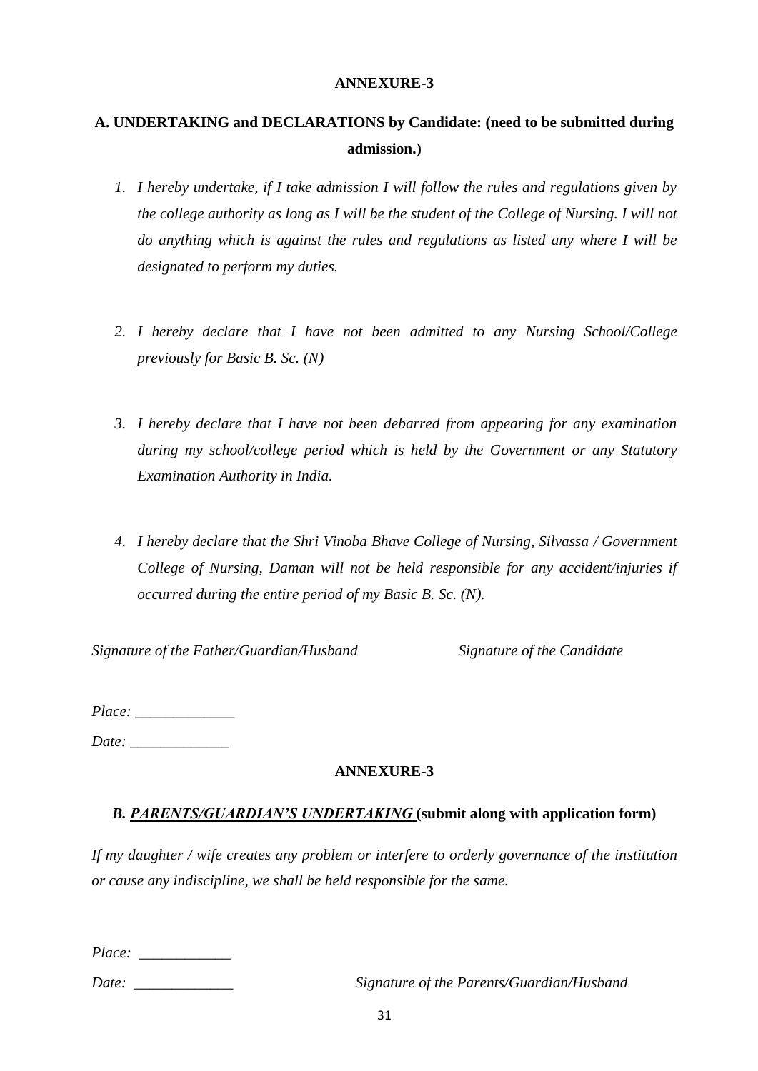## ANNEXURE-3

### A. UNDERTAKING and DECLARATIONS by Candidate: (need to be submitted during admission.)

1. *I hereby undertake, if I take admission I will follow the rules and regulations given by the college authority as long as I will be the student of the College of Nursing. I will not do anything which is against the rules and regulations as listed any where I will be designated to perform my duties.*

2. *I hereby declare that I have not been admitted to any Nursing School/College previously for Basic B. Sc. (N)*

3. *I hereby declare that I have not been debarred from appearing for any examination during my school/college period which is held by the Government or any Statutory Examination Authority in India.*

4. *I hereby declare that the Shri Vinoba Bhave College of Nursing, Silvassa / Government College of Nursing, Daman will not be held responsible for any accident/injuries if occurred during the entire period of my Basic B. Sc. (N).*

*Signature of the Father/Guardian/Husband* *Signature of the Candidate*

*Place:* _____________

*Date:* _____________

## ANNEXURE-3

### *B. __PARENTS/GUARDIAN'S UNDERTAKING__* (submit along with application form)

*If my daughter / wife creates any problem or interfere to orderly governance of the institution or cause any indiscipline, we shall be held responsible for the same.*

*Place:* ____________

*Date:* _____________ *Signature of the Parents/Guardian/Husband*